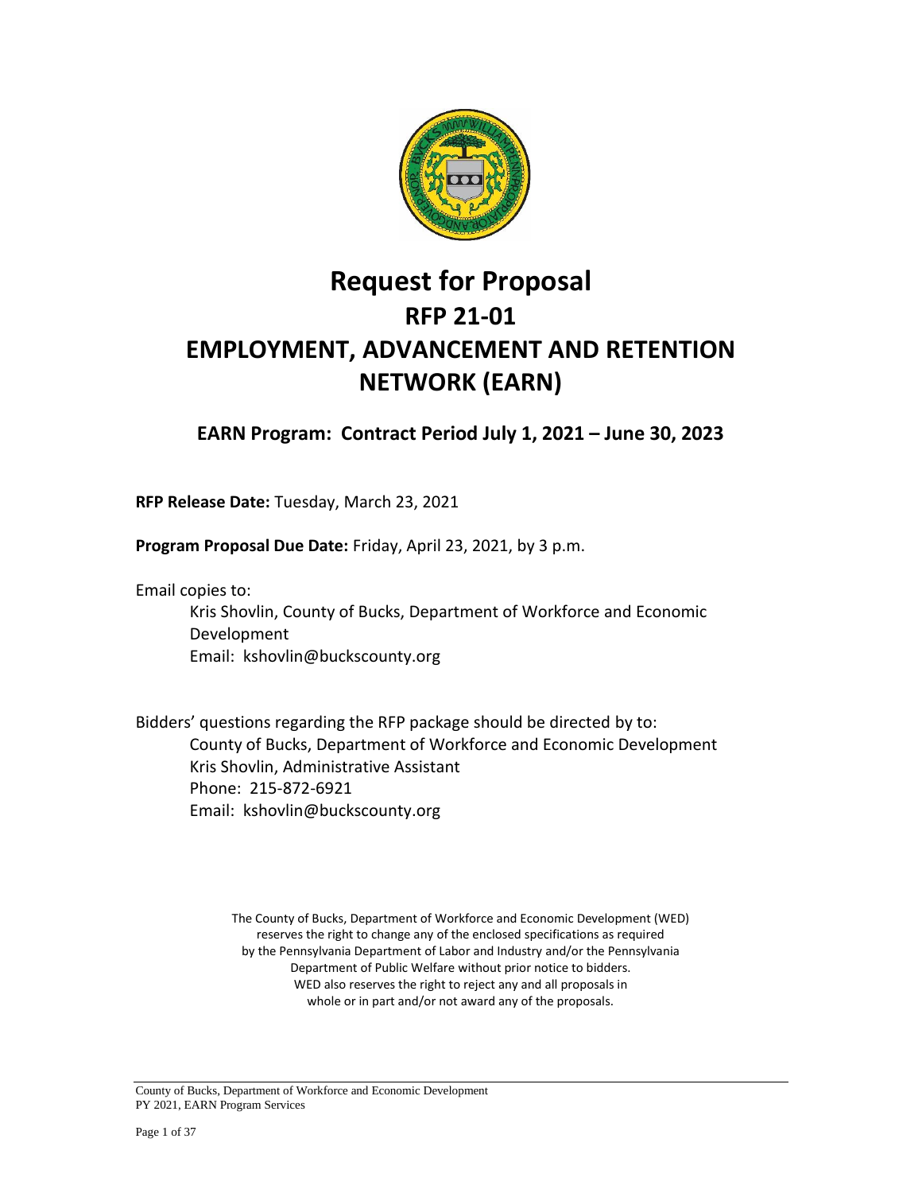# Request for Proposal

## RFP 21-01

## EMPLOYMENT, ADVANCEMENT AND RETENTION NETWORK (EARN)

### EARN Program: Contract Period July 1, 2021 – June 30, 2023

**RFP Release Date:** Tuesday, March 23, 2021

**Program Proposal Due Date:** Friday, April 23, 2021, by 3 p.m.

Email copies to:

Kris Shovlin, County of Bucks, Department of Workforce and Economic Development
Email: kshovlin@buckscounty.org

Bidders' questions regarding the RFP package should be directed by to:

County of Bucks, Department of Workforce and Economic Development
Kris Shovlin, Administrative Assistant
Phone: 215-872-6921
Email: kshovlin@buckscounty.org

The County of Bucks, Department of Workforce and Economic Development (WED) reserves the right to change any of the enclosed specifications as required by the Pennsylvania Department of Labor and Industry and/or the Pennsylvania Department of Public Welfare without prior notice to bidders. WED also reserves the right to reject any and all proposals in whole or in part and/or not award any of the proposals.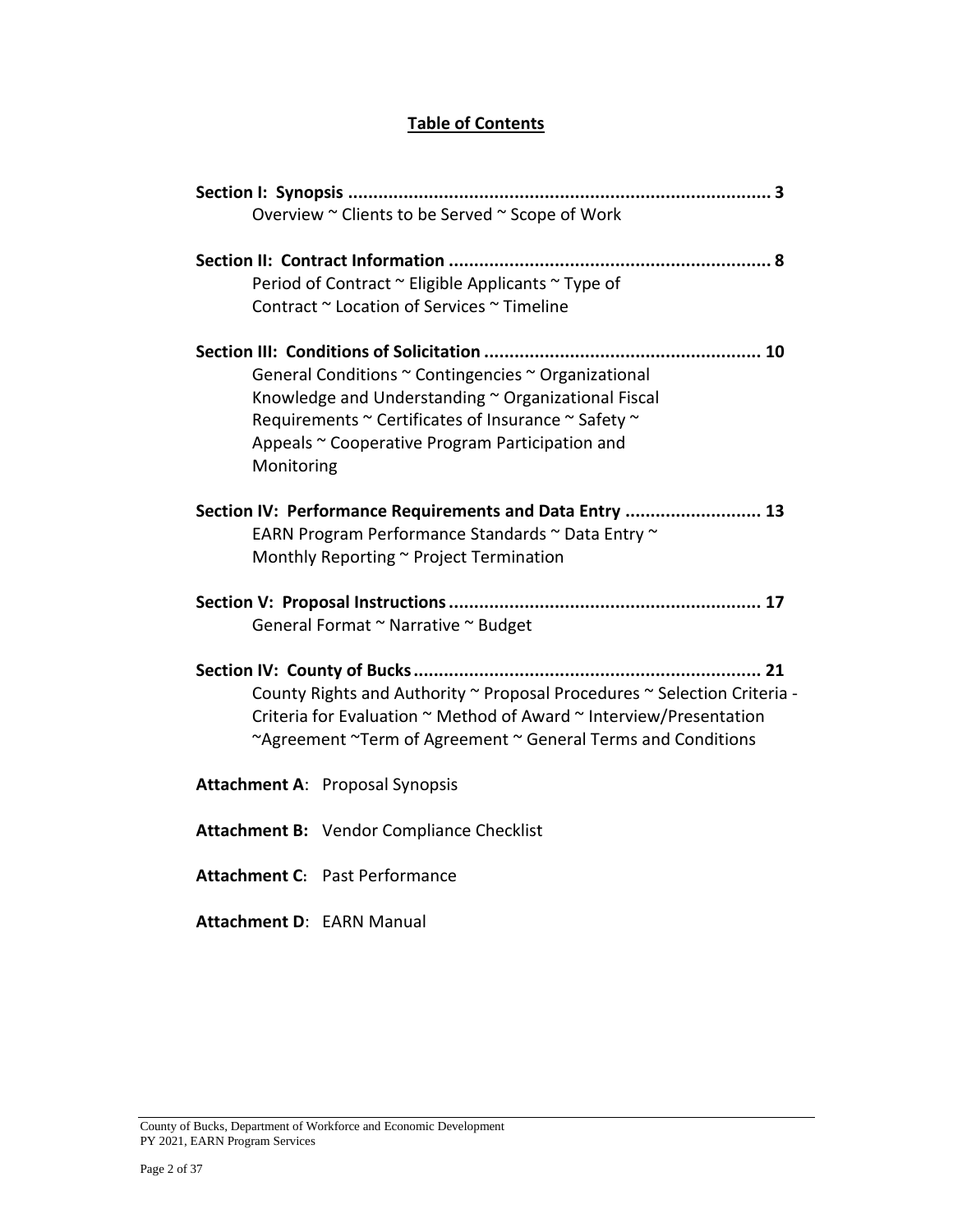## Table of Contents

**Section I: Synopsis .................................................................................... 3**
Overview ~ Clients to be Served ~ Scope of Work

**Section II: Contract Information ................................................................ 8**
Period of Contract ~ Eligible Applicants ~ Type of Contract ~ Location of Services ~ Timeline

**Section III: Conditions of Solicitation ....................................................... 10**
General Conditions ~ Contingencies ~ Organizational Knowledge and Understanding ~ Organizational Fiscal Requirements ~ Certificates of Insurance ~ Safety ~ Appeals ~ Cooperative Program Participation and Monitoring

**Section IV: Performance Requirements and Data Entry ........................... 13**
EARN Program Performance Standards ~ Data Entry ~ Monthly Reporting ~ Project Termination

**Section V: Proposal Instructions .............................................................. 17**
General Format ~ Narrative ~ Budget

**Section IV: County of Bucks ..................................................................... 21**
County Rights and Authority ~ Proposal Procedures ~ Selection Criteria - Criteria for Evaluation ~ Method of Award ~ Interview/Presentation ~Agreement ~Term of Agreement ~ General Terms and Conditions

**Attachment A**: Proposal Synopsis

**Attachment B:** Vendor Compliance Checklist

**Attachment C:** Past Performance

**Attachment D**: EARN Manual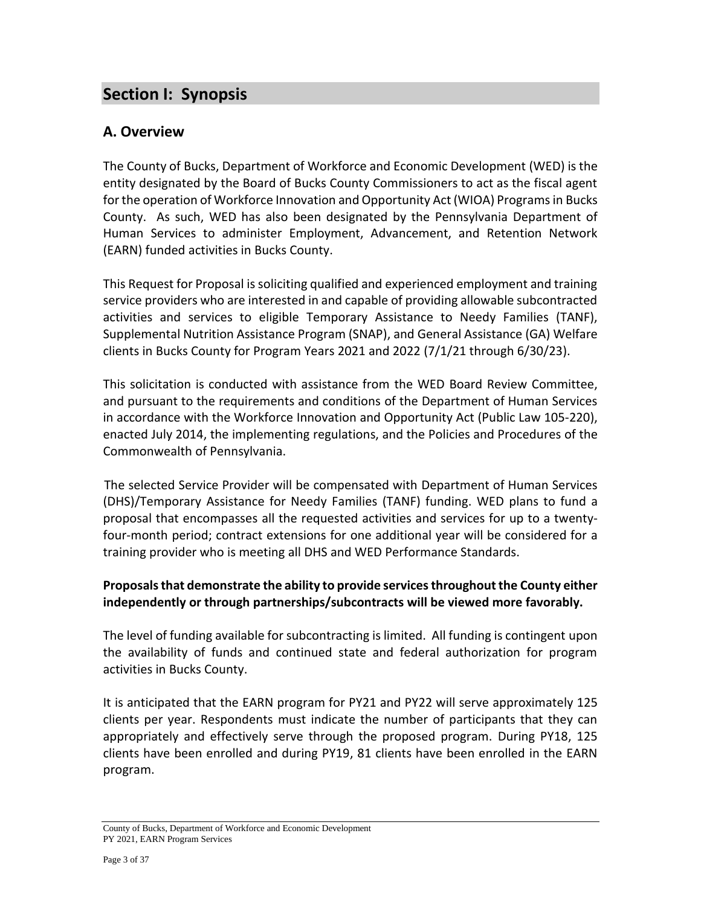# Section I: Synopsis

## A. Overview

The County of Bucks, Department of Workforce and Economic Development (WED) is the entity designated by the Board of Bucks County Commissioners to act as the fiscal agent for the operation of Workforce Innovation and Opportunity Act (WIOA) Programs in Bucks County. As such, WED has also been designated by the Pennsylvania Department of Human Services to administer Employment, Advancement, and Retention Network (EARN) funded activities in Bucks County.

This Request for Proposal is soliciting qualified and experienced employment and training service providers who are interested in and capable of providing allowable subcontracted activities and services to eligible Temporary Assistance to Needy Families (TANF), Supplemental Nutrition Assistance Program (SNAP), and General Assistance (GA) Welfare clients in Bucks County for Program Years 2021 and 2022 (7/1/21 through 6/30/23).

This solicitation is conducted with assistance from the WED Board Review Committee, and pursuant to the requirements and conditions of the Department of Human Services in accordance with the Workforce Innovation and Opportunity Act (Public Law 105-220), enacted July 2014, the implementing regulations, and the Policies and Procedures of the Commonwealth of Pennsylvania.

The selected Service Provider will be compensated with Department of Human Services (DHS)/Temporary Assistance for Needy Families (TANF) funding. WED plans to fund a proposal that encompasses all the requested activities and services for up to a twenty-four-month period; contract extensions for one additional year will be considered for a training provider who is meeting all DHS and WED Performance Standards.

**Proposals that demonstrate the ability to provide services throughout the County either independently or through partnerships/subcontracts will be viewed more favorably.**

The level of funding available for subcontracting is limited. All funding is contingent upon the availability of funds and continued state and federal authorization for program activities in Bucks County.

It is anticipated that the EARN program for PY21 and PY22 will serve approximately 125 clients per year. Respondents must indicate the number of participants that they can appropriately and effectively serve through the proposed program. During PY18, 125 clients have been enrolled and during PY19, 81 clients have been enrolled in the EARN program.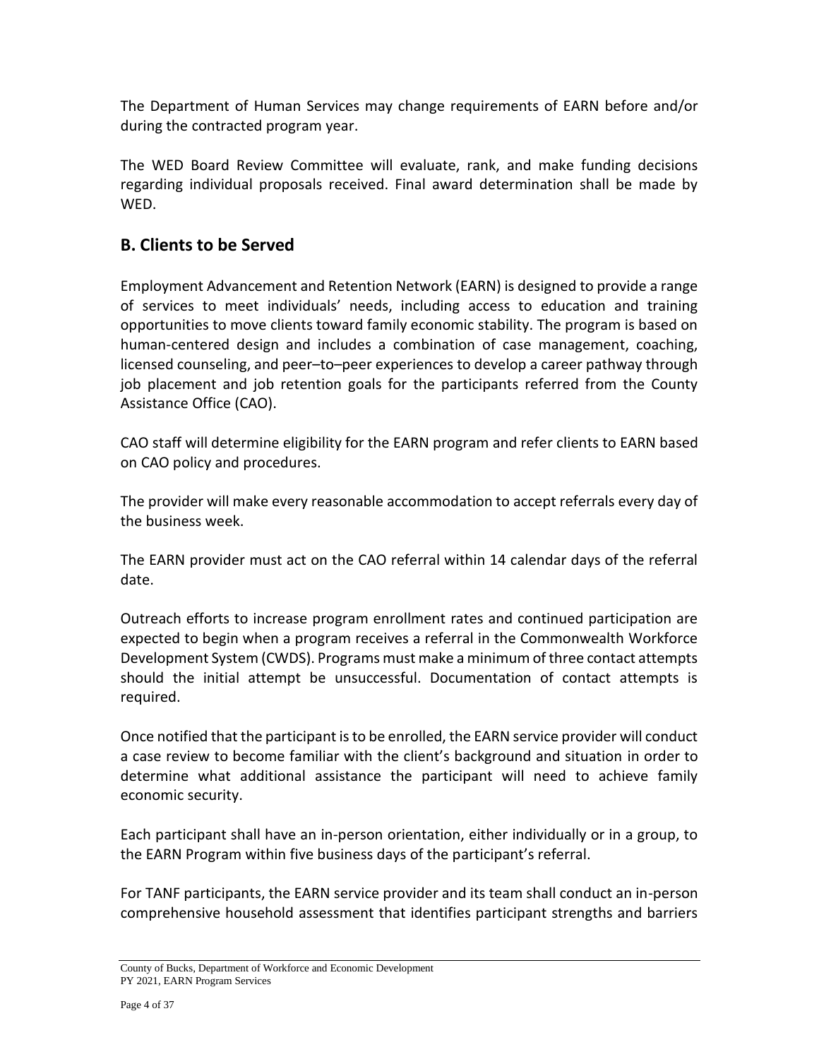The Department of Human Services may change requirements of EARN before and/or during the contracted program year.

The WED Board Review Committee will evaluate, rank, and make funding decisions regarding individual proposals received. Final award determination shall be made by WED.

## B. Clients to be Served

Employment Advancement and Retention Network (EARN) is designed to provide a range of services to meet individuals' needs, including access to education and training opportunities to move clients toward family economic stability. The program is based on human-centered design and includes a combination of case management, coaching, licensed counseling, and peer–to–peer experiences to develop a career pathway through job placement and job retention goals for the participants referred from the County Assistance Office (CAO).

CAO staff will determine eligibility for the EARN program and refer clients to EARN based on CAO policy and procedures.

The provider will make every reasonable accommodation to accept referrals every day of the business week.

The EARN provider must act on the CAO referral within 14 calendar days of the referral date.

Outreach efforts to increase program enrollment rates and continued participation are expected to begin when a program receives a referral in the Commonwealth Workforce Development System (CWDS). Programs must make a minimum of three contact attempts should the initial attempt be unsuccessful. Documentation of contact attempts is required.

Once notified that the participant is to be enrolled, the EARN service provider will conduct a case review to become familiar with the client's background and situation in order to determine what additional assistance the participant will need to achieve family economic security.

Each participant shall have an in-person orientation, either individually or in a group, to the EARN Program within five business days of the participant's referral.

For TANF participants, the EARN service provider and its team shall conduct an in-person comprehensive household assessment that identifies participant strengths and barriers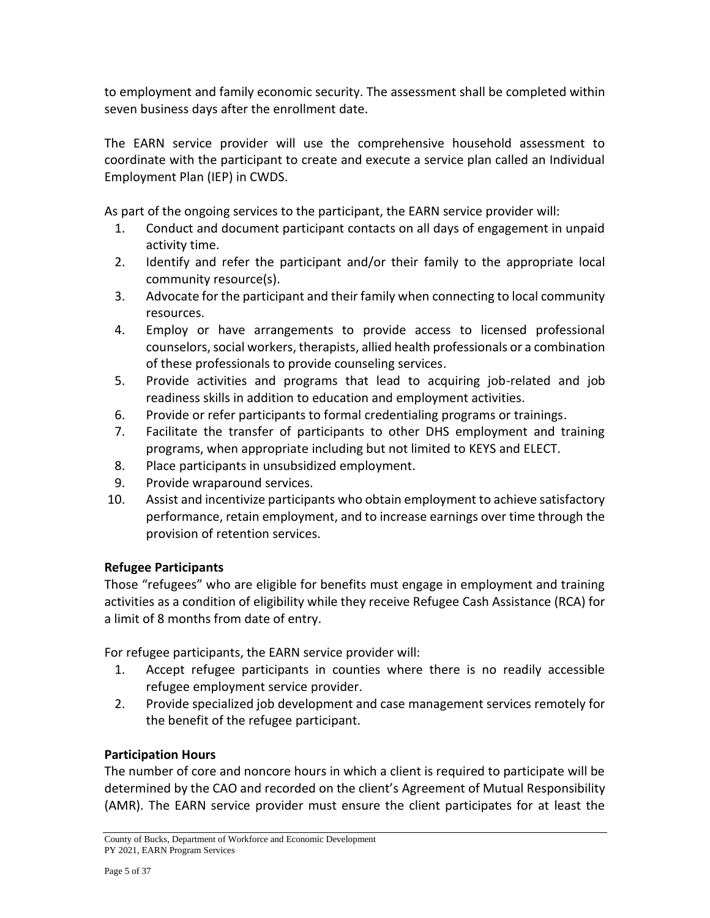to employment and family economic security. The assessment shall be completed within seven business days after the enrollment date.

The EARN service provider will use the comprehensive household assessment to coordinate with the participant to create and execute a service plan called an Individual Employment Plan (IEP) in CWDS.

As part of the ongoing services to the participant, the EARN service provider will:

1. Conduct and document participant contacts on all days of engagement in unpaid activity time.
2. Identify and refer the participant and/or their family to the appropriate local community resource(s).
3. Advocate for the participant and their family when connecting to local community resources.
4. Employ or have arrangements to provide access to licensed professional counselors, social workers, therapists, allied health professionals or a combination of these professionals to provide counseling services.
5. Provide activities and programs that lead to acquiring job-related and job readiness skills in addition to education and employment activities.
6. Provide or refer participants to formal credentialing programs or trainings.
7. Facilitate the transfer of participants to other DHS employment and training programs, when appropriate including but not limited to KEYS and ELECT.
8. Place participants in unsubsidized employment.
9. Provide wraparound services.
10. Assist and incentivize participants who obtain employment to achieve satisfactory performance, retain employment, and to increase earnings over time through the provision of retention services.

**Refugee Participants**

Those "refugees" who are eligible for benefits must engage in employment and training activities as a condition of eligibility while they receive Refugee Cash Assistance (RCA) for a limit of 8 months from date of entry.

For refugee participants, the EARN service provider will:

1. Accept refugee participants in counties where there is no readily accessible refugee employment service provider.
2. Provide specialized job development and case management services remotely for the benefit of the refugee participant.

**Participation Hours**

The number of core and noncore hours in which a client is required to participate will be determined by the CAO and recorded on the client's Agreement of Mutual Responsibility (AMR). The EARN service provider must ensure the client participates for at least the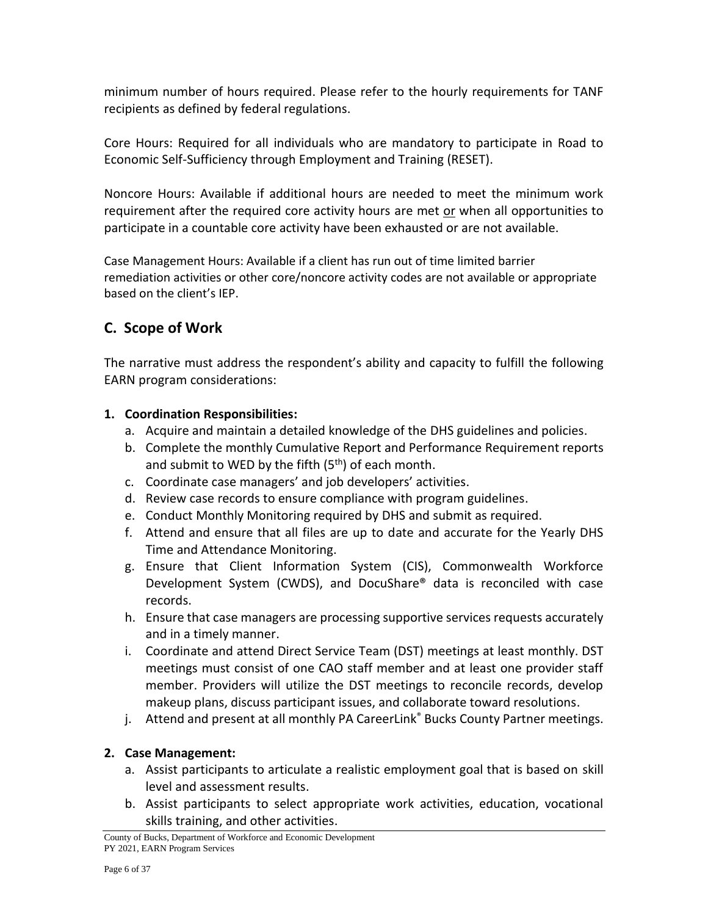minimum number of hours required. Please refer to the hourly requirements for TANF recipients as defined by federal regulations.

Core Hours: Required for all individuals who are mandatory to participate in Road to Economic Self-Sufficiency through Employment and Training (RESET).

Noncore Hours: Available if additional hours are needed to meet the minimum work requirement after the required core activity hours are met or when all opportunities to participate in a countable core activity have been exhausted or are not available.

Case Management Hours: Available if a client has run out of time limited barrier remediation activities or other core/noncore activity codes are not available or appropriate based on the client's IEP.

## C. Scope of Work

The narrative must address the respondent's ability and capacity to fulfill the following EARN program considerations:

**1. Coordination Responsibilities:**

a. Acquire and maintain a detailed knowledge of the DHS guidelines and policies.
b. Complete the monthly Cumulative Report and Performance Requirement reports and submit to WED by the fifth (5th) of each month.
c. Coordinate case managers' and job developers' activities.
d. Review case records to ensure compliance with program guidelines.
e. Conduct Monthly Monitoring required by DHS and submit as required.
f. Attend and ensure that all files are up to date and accurate for the Yearly DHS Time and Attendance Monitoring.
g. Ensure that Client Information System (CIS), Commonwealth Workforce Development System (CWDS), and DocuShare® data is reconciled with case records.
h. Ensure that case managers are processing supportive services requests accurately and in a timely manner.
i. Coordinate and attend Direct Service Team (DST) meetings at least monthly. DST meetings must consist of one CAO staff member and at least one provider staff member. Providers will utilize the DST meetings to reconcile records, develop makeup plans, discuss participant issues, and collaborate toward resolutions.
j. Attend and present at all monthly PA CareerLink® Bucks County Partner meetings.

**2. Case Management:**

a. Assist participants to articulate a realistic employment goal that is based on skill level and assessment results.
b. Assist participants to select appropriate work activities, education, vocational skills training, and other activities.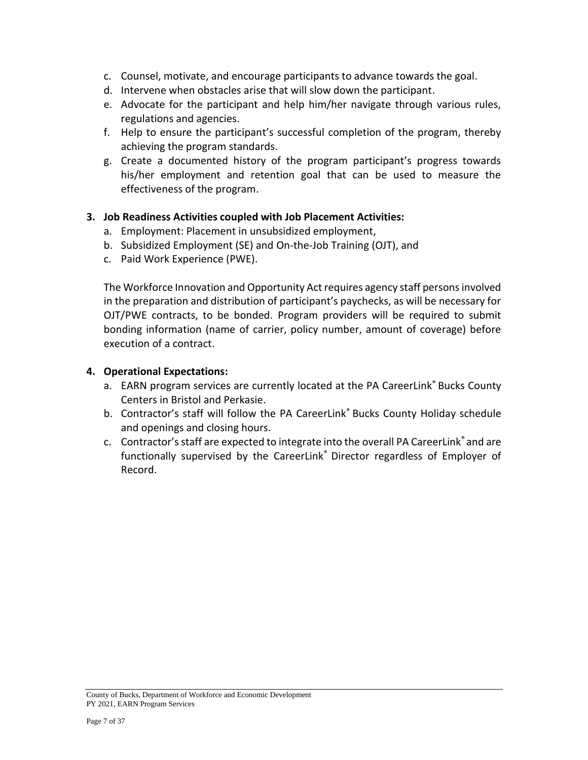c. Counsel, motivate, and encourage participants to advance towards the goal.
d. Intervene when obstacles arise that will slow down the participant.
e. Advocate for the participant and help him/her navigate through various rules, regulations and agencies.
f. Help to ensure the participant's successful completion of the program, thereby achieving the program standards.
g. Create a documented history of the program participant's progress towards his/her employment and retention goal that can be used to measure the effectiveness of the program.

**3. Job Readiness Activities coupled with Job Placement Activities:**

a. Employment: Placement in unsubsidized employment,
b. Subsidized Employment (SE) and On-the-Job Training (OJT), and
c. Paid Work Experience (PWE).

The Workforce Innovation and Opportunity Act requires agency staff persons involved in the preparation and distribution of participant's paychecks, as will be necessary for OJT/PWE contracts, to be bonded. Program providers will be required to submit bonding information (name of carrier, policy number, amount of coverage) before execution of a contract.

**4. Operational Expectations:**

a. EARN program services are currently located at the PA CareerLink® Bucks County Centers in Bristol and Perkasie.
b. Contractor's staff will follow the PA CareerLink® Bucks County Holiday schedule and openings and closing hours.
c. Contractor's staff are expected to integrate into the overall PA CareerLink® and are functionally supervised by the CareerLink® Director regardless of Employer of Record.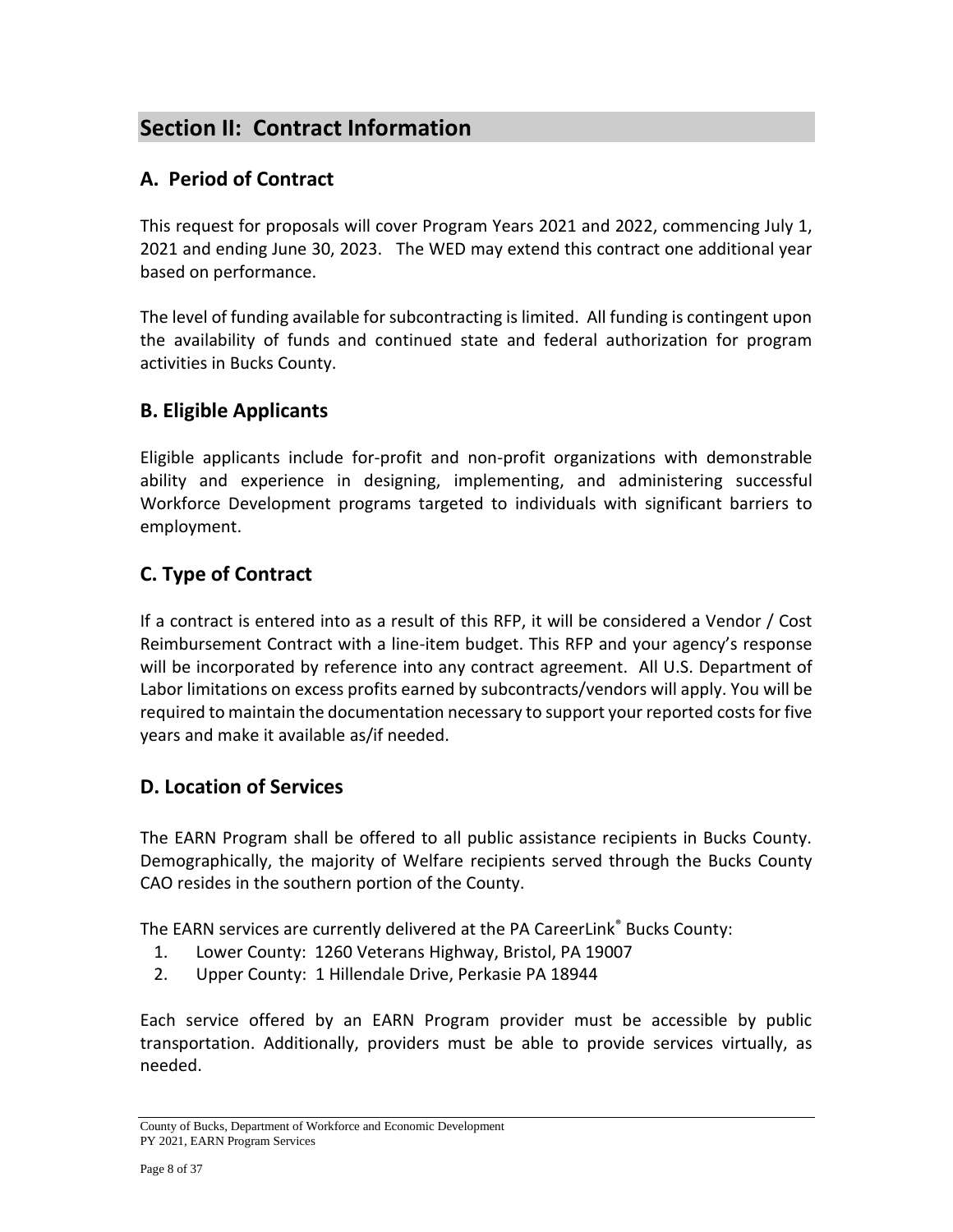## Section II: Contract Information

### A. Period of Contract

This request for proposals will cover Program Years 2021 and 2022, commencing July 1, 2021 and ending June 30, 2023. The WED may extend this contract one additional year based on performance.

The level of funding available for subcontracting is limited. All funding is contingent upon the availability of funds and continued state and federal authorization for program activities in Bucks County.

### B. Eligible Applicants

Eligible applicants include for-profit and non-profit organizations with demonstrable ability and experience in designing, implementing, and administering successful Workforce Development programs targeted to individuals with significant barriers to employment.

### C. Type of Contract

If a contract is entered into as a result of this RFP, it will be considered a Vendor / Cost Reimbursement Contract with a line-item budget. This RFP and your agency's response will be incorporated by reference into any contract agreement. All U.S. Department of Labor limitations on excess profits earned by subcontracts/vendors will apply. You will be required to maintain the documentation necessary to support your reported costs for five years and make it available as/if needed.

### D. Location of Services

The EARN Program shall be offered to all public assistance recipients in Bucks County. Demographically, the majority of Welfare recipients served through the Bucks County CAO resides in the southern portion of the County.

The EARN services are currently delivered at the PA CareerLink® Bucks County:

1. Lower County: 1260 Veterans Highway, Bristol, PA 19007
2. Upper County: 1 Hillendale Drive, Perkasie PA 18944

Each service offered by an EARN Program provider must be accessible by public transportation. Additionally, providers must be able to provide services virtually, as needed.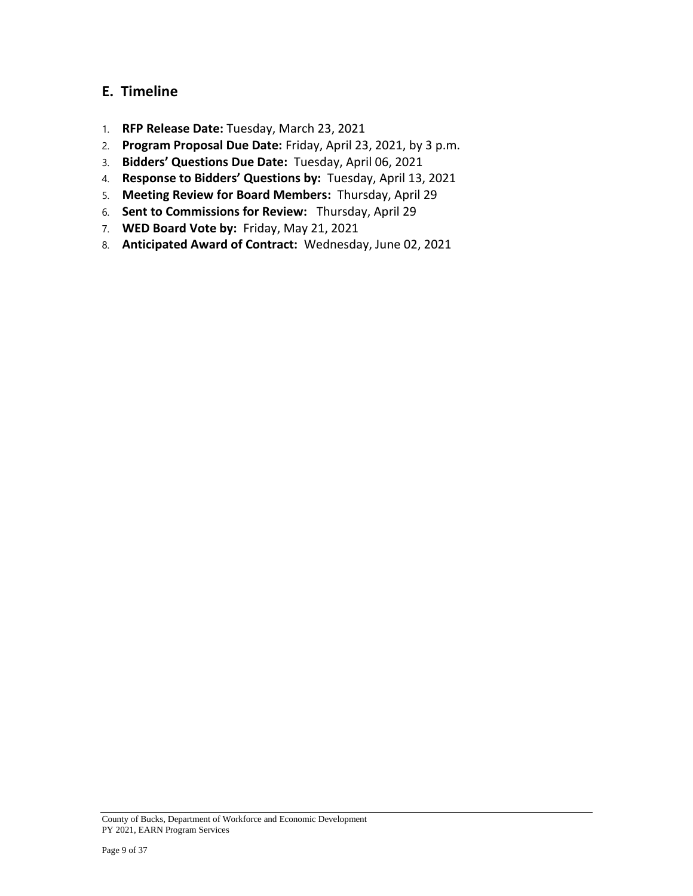## E. Timeline

1. **RFP Release Date:** Tuesday, March 23, 2021
2. **Program Proposal Due Date:** Friday, April 23, 2021, by 3 p.m.
3. **Bidders' Questions Due Date:** Tuesday, April 06, 2021
4. **Response to Bidders' Questions by:** Tuesday, April 13, 2021
5. **Meeting Review for Board Members:** Thursday, April 29
6. **Sent to Commissions for Review:** Thursday, April 29
7. **WED Board Vote by:** Friday, May 21, 2021
8. **Anticipated Award of Contract:** Wednesday, June 02, 2021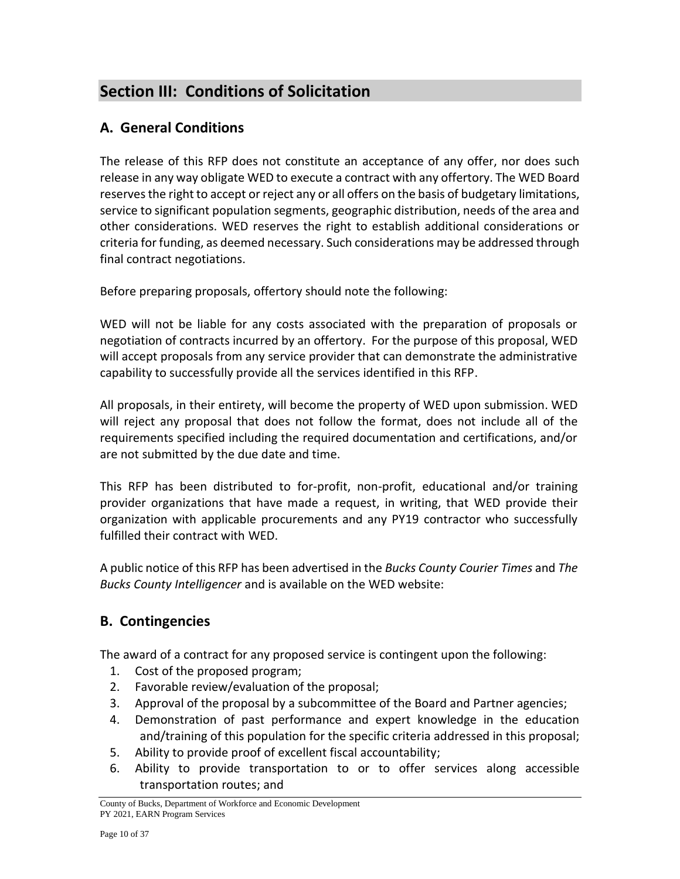## Section III: Conditions of Solicitation

### A. General Conditions

The release of this RFP does not constitute an acceptance of any offer, nor does such release in any way obligate WED to execute a contract with any offertory. The WED Board reserves the right to accept or reject any or all offers on the basis of budgetary limitations, service to significant population segments, geographic distribution, needs of the area and other considerations. WED reserves the right to establish additional considerations or criteria for funding, as deemed necessary. Such considerations may be addressed through final contract negotiations.

Before preparing proposals, offertory should note the following:

WED will not be liable for any costs associated with the preparation of proposals or negotiation of contracts incurred by an offertory. For the purpose of this proposal, WED will accept proposals from any service provider that can demonstrate the administrative capability to successfully provide all the services identified in this RFP.

All proposals, in their entirety, will become the property of WED upon submission. WED will reject any proposal that does not follow the format, does not include all of the requirements specified including the required documentation and certifications, and/or are not submitted by the due date and time.

This RFP has been distributed to for-profit, non-profit, educational and/or training provider organizations that have made a request, in writing, that WED provide their organization with applicable procurements and any PY19 contractor who successfully fulfilled their contract with WED.

A public notice of this RFP has been advertised in the *Bucks County Courier Times* and *The Bucks County Intelligencer* and is available on the WED website:

### B. Contingencies

The award of a contract for any proposed service is contingent upon the following:

1. Cost of the proposed program;
2. Favorable review/evaluation of the proposal;
3. Approval of the proposal by a subcommittee of the Board and Partner agencies;
4. Demonstration of past performance and expert knowledge in the education and/training of this population for the specific criteria addressed in this proposal;
5. Ability to provide proof of excellent fiscal accountability;
6. Ability to provide transportation to or to offer services along accessible transportation routes; and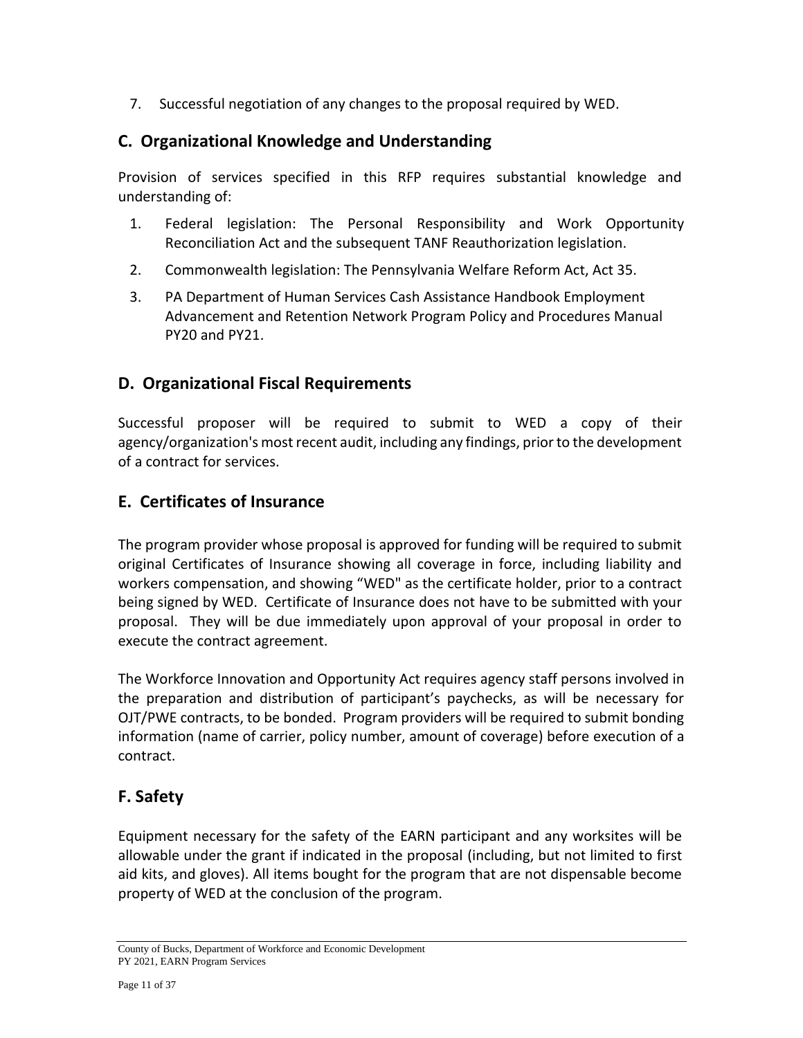7. Successful negotiation of any changes to the proposal required by WED.

## C. Organizational Knowledge and Understanding

Provision of services specified in this RFP requires substantial knowledge and understanding of:

1. Federal legislation: The Personal Responsibility and Work Opportunity Reconciliation Act and the subsequent TANF Reauthorization legislation.
2. Commonwealth legislation: The Pennsylvania Welfare Reform Act, Act 35.
3. PA Department of Human Services Cash Assistance Handbook Employment Advancement and Retention Network Program Policy and Procedures Manual PY20 and PY21.

## D. Organizational Fiscal Requirements

Successful proposer will be required to submit to WED a copy of their agency/organization's most recent audit, including any findings, prior to the development of a contract for services.

## E. Certificates of Insurance

The program provider whose proposal is approved for funding will be required to submit original Certificates of Insurance showing all coverage in force, including liability and workers compensation, and showing "WED" as the certificate holder, prior to a contract being signed by WED. Certificate of Insurance does not have to be submitted with your proposal. They will be due immediately upon approval of your proposal in order to execute the contract agreement.

The Workforce Innovation and Opportunity Act requires agency staff persons involved in the preparation and distribution of participant's paychecks, as will be necessary for OJT/PWE contracts, to be bonded. Program providers will be required to submit bonding information (name of carrier, policy number, amount of coverage) before execution of a contract.

## F. Safety

Equipment necessary for the safety of the EARN participant and any worksites will be allowable under the grant if indicated in the proposal (including, but not limited to first aid kits, and gloves). All items bought for the program that are not dispensable become property of WED at the conclusion of the program.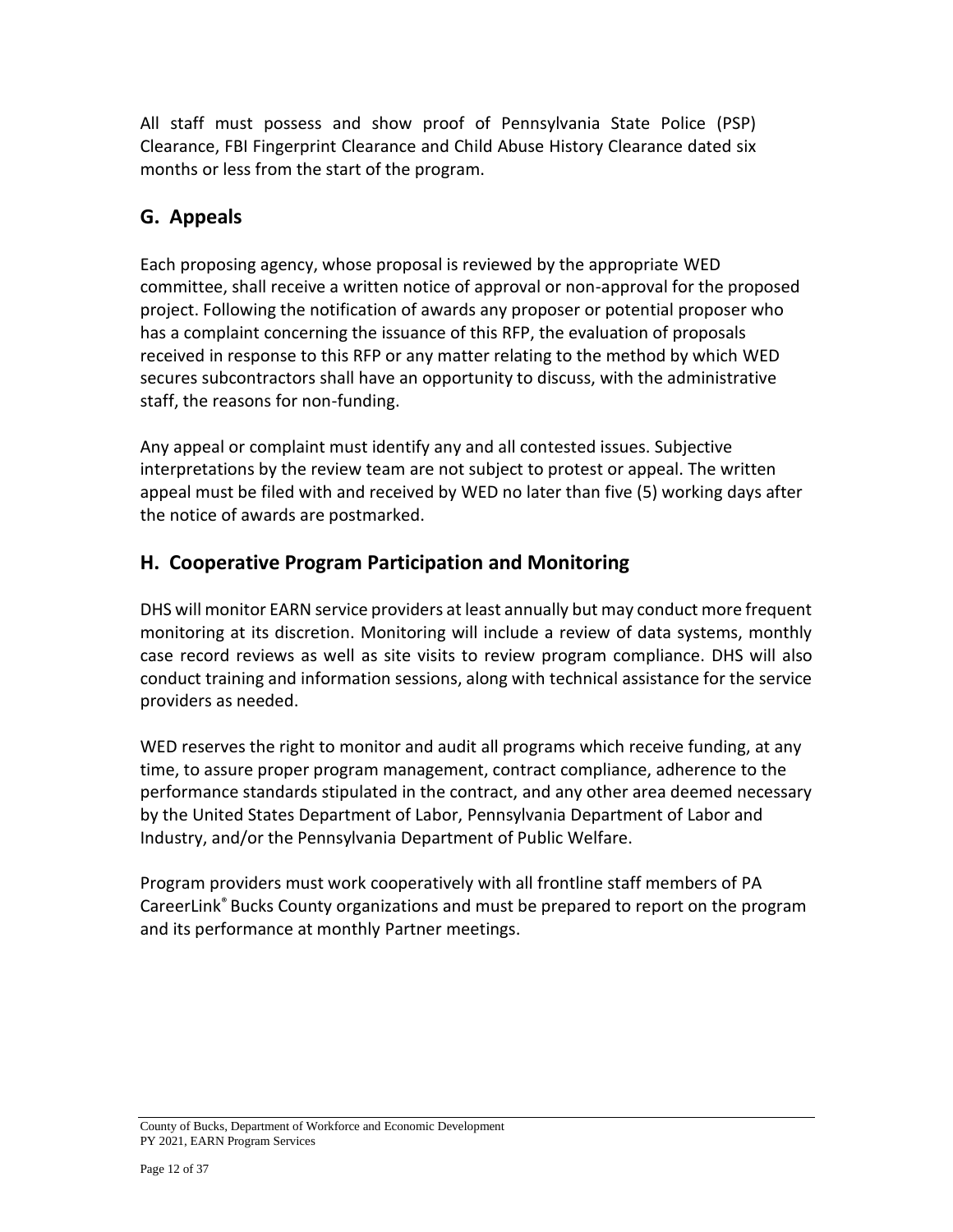All staff must possess and show proof of Pennsylvania State Police (PSP) Clearance, FBI Fingerprint Clearance and Child Abuse History Clearance dated six months or less from the start of the program.

## G. Appeals

Each proposing agency, whose proposal is reviewed by the appropriate WED committee, shall receive a written notice of approval or non-approval for the proposed project. Following the notification of awards any proposer or potential proposer who has a complaint concerning the issuance of this RFP, the evaluation of proposals received in response to this RFP or any matter relating to the method by which WED secures subcontractors shall have an opportunity to discuss, with the administrative staff, the reasons for non-funding.

Any appeal or complaint must identify any and all contested issues. Subjective interpretations by the review team are not subject to protest or appeal. The written appeal must be filed with and received by WED no later than five (5) working days after the notice of awards are postmarked.

## H. Cooperative Program Participation and Monitoring

DHS will monitor EARN service providers at least annually but may conduct more frequent monitoring at its discretion. Monitoring will include a review of data systems, monthly case record reviews as well as site visits to review program compliance. DHS will also conduct training and information sessions, along with technical assistance for the service providers as needed.

WED reserves the right to monitor and audit all programs which receive funding, at any time, to assure proper program management, contract compliance, adherence to the performance standards stipulated in the contract, and any other area deemed necessary by the United States Department of Labor, Pennsylvania Department of Labor and Industry, and/or the Pennsylvania Department of Public Welfare.

Program providers must work cooperatively with all frontline staff members of PA CareerLink® Bucks County organizations and must be prepared to report on the program and its performance at monthly Partner meetings.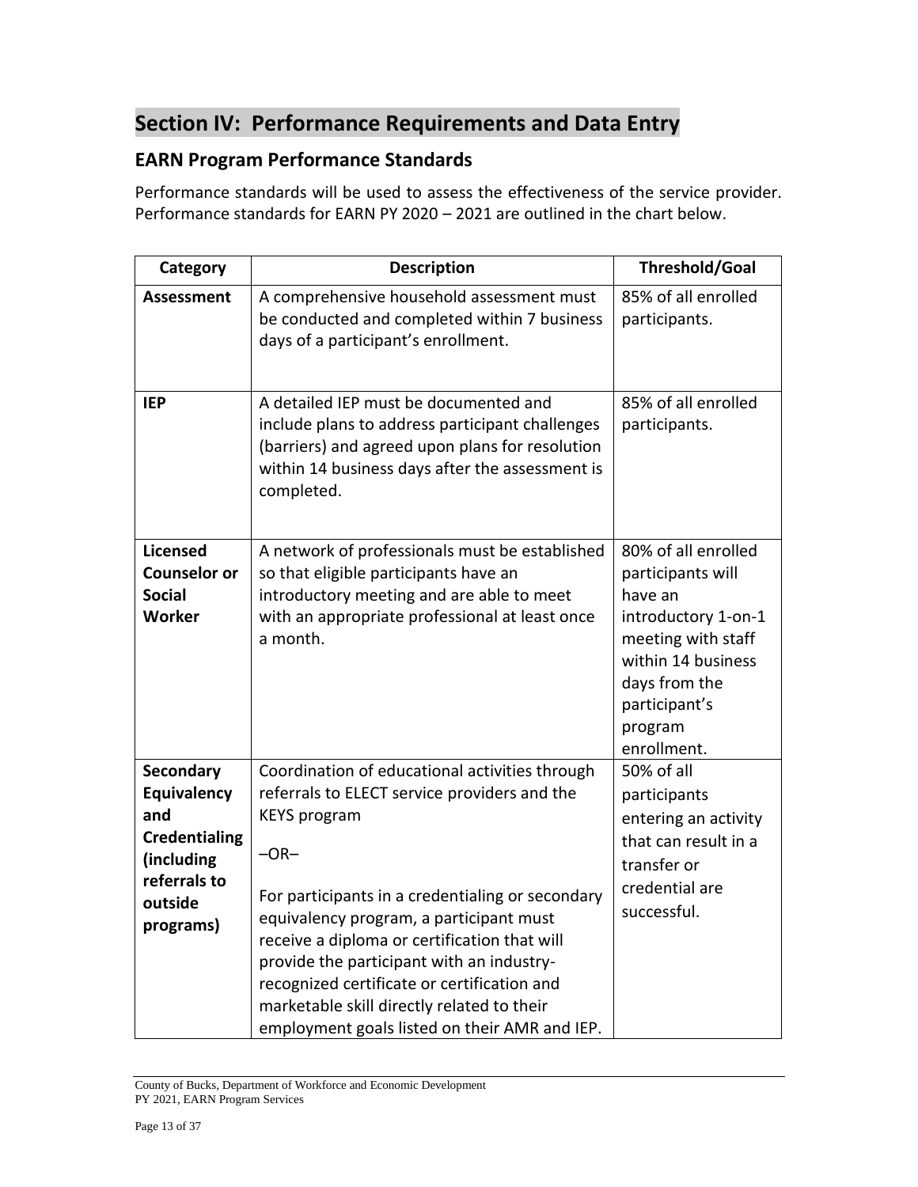## Section IV: Performance Requirements and Data Entry

### EARN Program Performance Standards

Performance standards will be used to assess the effectiveness of the service provider. Performance standards for EARN PY 2020 – 2021 are outlined in the chart below.

| Category | Description | Threshold/Goal |
|---|---|---|
| **Assessment** | A comprehensive household assessment must be conducted and completed within 7 business days of a participant's enrollment. | 85% of all enrolled participants. |
| **IEP** | A detailed IEP must be documented and include plans to address participant challenges (barriers) and agreed upon plans for resolution within 14 business days after the assessment is completed. | 85% of all enrolled participants. |
| **Licensed Counselor or Social Worker** | A network of professionals must be established so that eligible participants have an introductory meeting and are able to meet with an appropriate professional at least once a month. | 80% of all enrolled participants will have an introductory 1-on-1 meeting with staff within 14 business days from the participant's program enrollment. |
| **Secondary Equivalency and Credentialing (including referrals to outside programs)** | Coordination of educational activities through referrals to ELECT service providers and the KEYS program<br><br>–OR–<br><br>For participants in a credentialing or secondary equivalency program, a participant must receive a diploma or certification that will provide the participant with an industry-recognized certificate or certification and marketable skill directly related to their employment goals listed on their AMR and IEP. | 50% of all participants entering an activity that can result in a transfer or credential are successful. |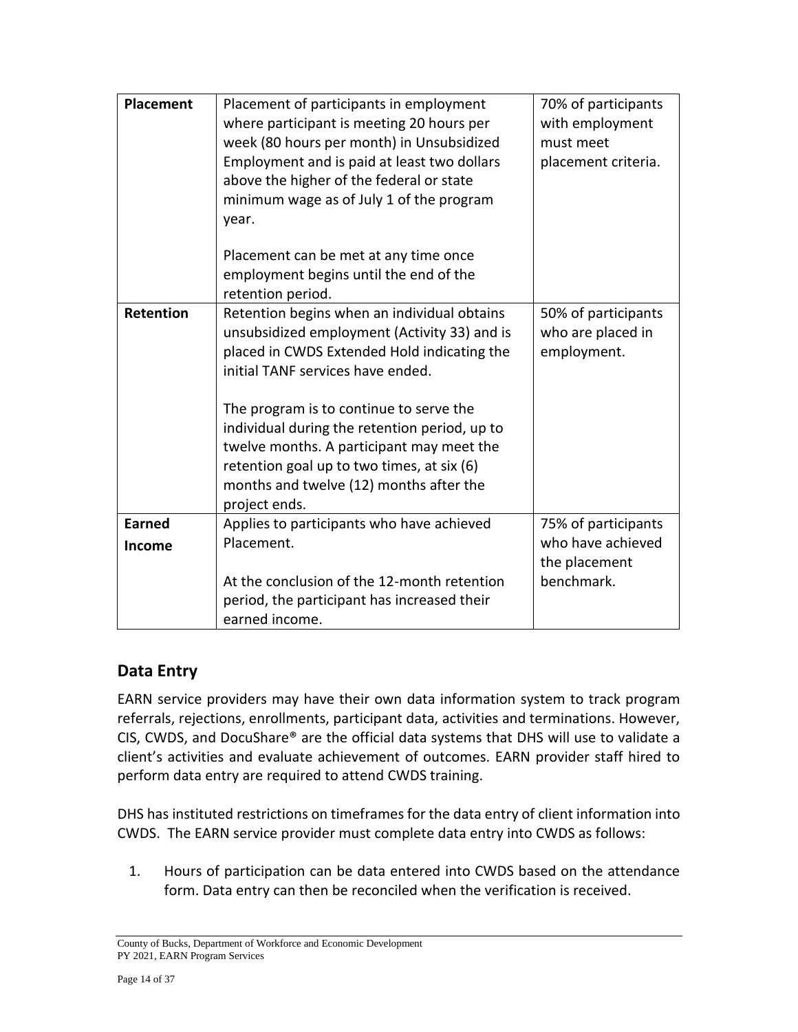| Placement | Placement of participants in employment where participant is meeting 20 hours per week (80 hours per month) in Unsubsidized Employment and is paid at least two dollars above the higher of the federal or state minimum wage as of July 1 of the program year.<br><br>Placement can be met at any time once employment begins until the end of the retention period. | 70% of participants with employment must meet placement criteria. |
|---|---|---|
| **Retention** | Retention begins when an individual obtains unsubsidized employment (Activity 33) and is placed in CWDS Extended Hold indicating the initial TANF services have ended.<br><br>The program is to continue to serve the individual during the retention period, up to twelve months. A participant may meet the retention goal up to two times, at six (6) months and twelve (12) months after the project ends. | 50% of participants who are placed in employment. |
| **Earned Income** | Applies to participants who have achieved Placement.<br><br>At the conclusion of the 12-month retention period, the participant has increased their earned income. | 75% of participants who have achieved the placement benchmark. |

## Data Entry

EARN service providers may have their own data information system to track program referrals, rejections, enrollments, participant data, activities and terminations. However, CIS, CWDS, and DocuShare® are the official data systems that DHS will use to validate a client's activities and evaluate achievement of outcomes. EARN provider staff hired to perform data entry are required to attend CWDS training.

DHS has instituted restrictions on timeframes for the data entry of client information into CWDS. The EARN service provider must complete data entry into CWDS as follows:

1. Hours of participation can be data entered into CWDS based on the attendance form. Data entry can then be reconciled when the verification is received.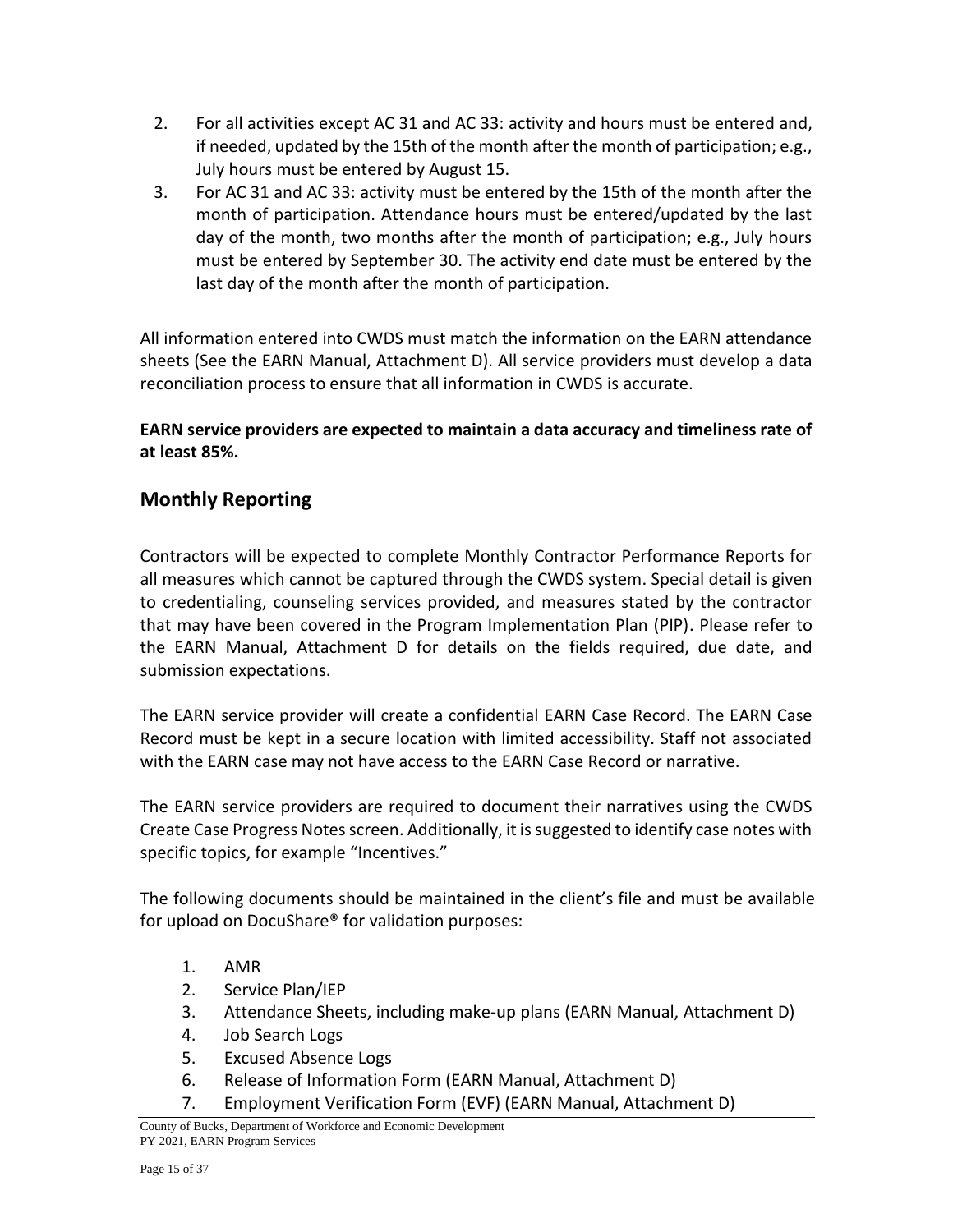2. For all activities except AC 31 and AC 33: activity and hours must be entered and, if needed, updated by the 15th of the month after the month of participation; e.g., July hours must be entered by August 15.
3. For AC 31 and AC 33: activity must be entered by the 15th of the month after the month of participation. Attendance hours must be entered/updated by the last day of the month, two months after the month of participation; e.g., July hours must be entered by September 30. The activity end date must be entered by the last day of the month after the month of participation.

All information entered into CWDS must match the information on the EARN attendance sheets (See the EARN Manual, Attachment D). All service providers must develop a data reconciliation process to ensure that all information in CWDS is accurate.

**EARN service providers are expected to maintain a data accuracy and timeliness rate of at least 85%.**

## Monthly Reporting

Contractors will be expected to complete Monthly Contractor Performance Reports for all measures which cannot be captured through the CWDS system. Special detail is given to credentialing, counseling services provided, and measures stated by the contractor that may have been covered in the Program Implementation Plan (PIP). Please refer to the EARN Manual, Attachment D for details on the fields required, due date, and submission expectations.

The EARN service provider will create a confidential EARN Case Record. The EARN Case Record must be kept in a secure location with limited accessibility. Staff not associated with the EARN case may not have access to the EARN Case Record or narrative.

The EARN service providers are required to document their narratives using the CWDS Create Case Progress Notes screen. Additionally, it is suggested to identify case notes with specific topics, for example "Incentives."

The following documents should be maintained in the client's file and must be available for upload on DocuShare® for validation purposes:

1. AMR
2. Service Plan/IEP
3. Attendance Sheets, including make-up plans (EARN Manual, Attachment D)
4. Job Search Logs
5. Excused Absence Logs
6. Release of Information Form (EARN Manual, Attachment D)
7. Employment Verification Form (EVF) (EARN Manual, Attachment D)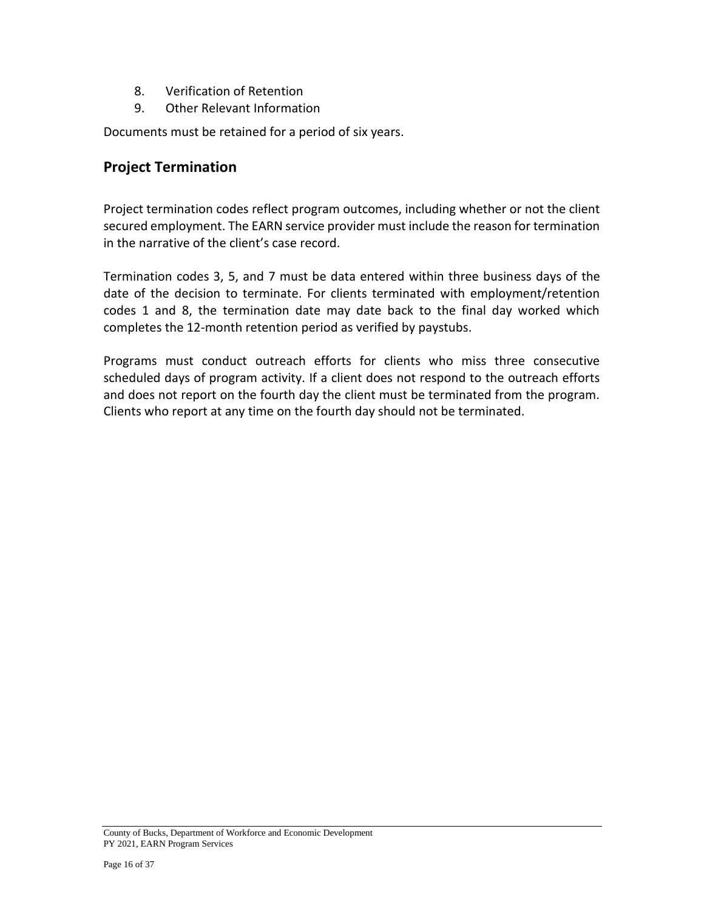8. Verification of Retention
9. Other Relevant Information

Documents must be retained for a period of six years.

## Project Termination

Project termination codes reflect program outcomes, including whether or not the client secured employment. The EARN service provider must include the reason for termination in the narrative of the client's case record.

Termination codes 3, 5, and 7 must be data entered within three business days of the date of the decision to terminate. For clients terminated with employment/retention codes 1 and 8, the termination date may date back to the final day worked which completes the 12-month retention period as verified by paystubs.

Programs must conduct outreach efforts for clients who miss three consecutive scheduled days of program activity. If a client does not respond to the outreach efforts and does not report on the fourth day the client must be terminated from the program. Clients who report at any time on the fourth day should not be terminated.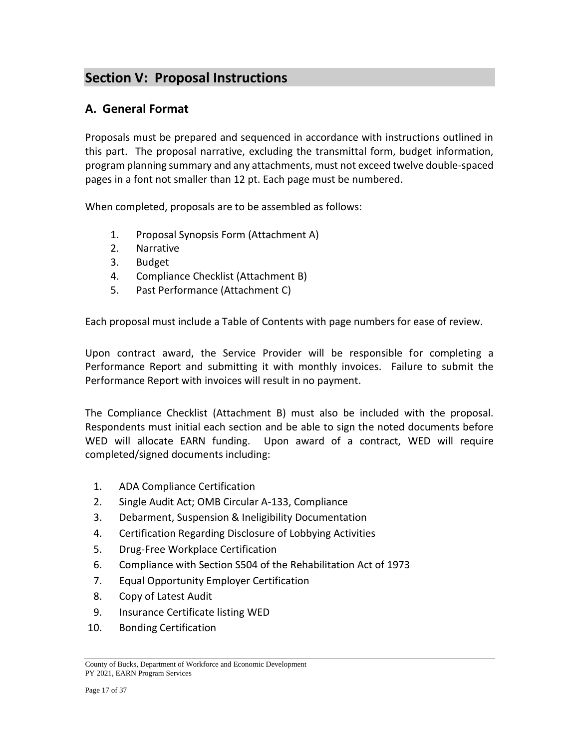## Section V: Proposal Instructions

### A. General Format

Proposals must be prepared and sequenced in accordance with instructions outlined in this part. The proposal narrative, excluding the transmittal form, budget information, program planning summary and any attachments, must not exceed twelve double-spaced pages in a font not smaller than 12 pt. Each page must be numbered.

When completed, proposals are to be assembled as follows:

1. Proposal Synopsis Form (Attachment A)
2. Narrative
3. Budget
4. Compliance Checklist (Attachment B)
5. Past Performance (Attachment C)

Each proposal must include a Table of Contents with page numbers for ease of review.

Upon contract award, the Service Provider will be responsible for completing a Performance Report and submitting it with monthly invoices. Failure to submit the Performance Report with invoices will result in no payment.

The Compliance Checklist (Attachment B) must also be included with the proposal. Respondents must initial each section and be able to sign the noted documents before WED will allocate EARN funding. Upon award of a contract, WED will require completed/signed documents including:

1. ADA Compliance Certification
2. Single Audit Act; OMB Circular A-133, Compliance
3. Debarment, Suspension & Ineligibility Documentation
4. Certification Regarding Disclosure of Lobbying Activities
5. Drug-Free Workplace Certification
6. Compliance with Section S504 of the Rehabilitation Act of 1973
7. Equal Opportunity Employer Certification
8. Copy of Latest Audit
9. Insurance Certificate listing WED
10. Bonding Certification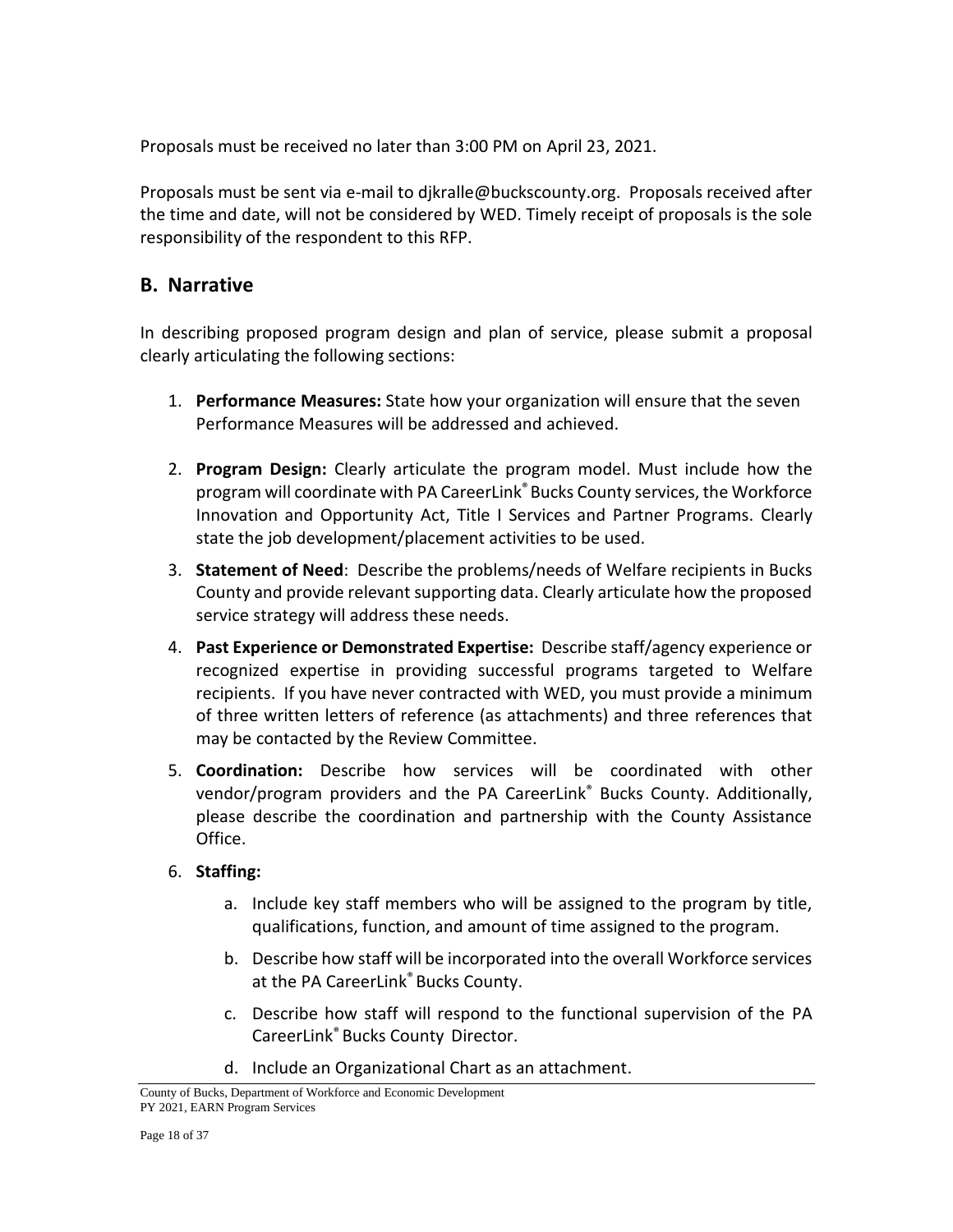Proposals must be received no later than 3:00 PM on April 23, 2021.

Proposals must be sent via e-mail to djkralle@buckscounty.org. Proposals received after the time and date, will not be considered by WED. Timely receipt of proposals is the sole responsibility of the respondent to this RFP.

## B. Narrative

In describing proposed program design and plan of service, please submit a proposal clearly articulating the following sections:

1. **Performance Measures:** State how your organization will ensure that the seven Performance Measures will be addressed and achieved.
2. **Program Design:** Clearly articulate the program model. Must include how the program will coordinate with PA CareerLink® Bucks County services, the Workforce Innovation and Opportunity Act, Title I Services and Partner Programs. Clearly state the job development/placement activities to be used.
3. **Statement of Need**: Describe the problems/needs of Welfare recipients in Bucks County and provide relevant supporting data. Clearly articulate how the proposed service strategy will address these needs.
4. **Past Experience or Demonstrated Expertise:** Describe staff/agency experience or recognized expertise in providing successful programs targeted to Welfare recipients. If you have never contracted with WED, you must provide a minimum of three written letters of reference (as attachments) and three references that may be contacted by the Review Committee.
5. **Coordination:** Describe how services will be coordinated with other vendor/program providers and the PA CareerLink® Bucks County. Additionally, please describe the coordination and partnership with the County Assistance Office.
6. **Staffing:**
    a. Include key staff members who will be assigned to the program by title, qualifications, function, and amount of time assigned to the program.
    b. Describe how staff will be incorporated into the overall Workforce services at the PA CareerLink® Bucks County.
    c. Describe how staff will respond to the functional supervision of the PA CareerLink® Bucks County Director.
    d. Include an Organizational Chart as an attachment.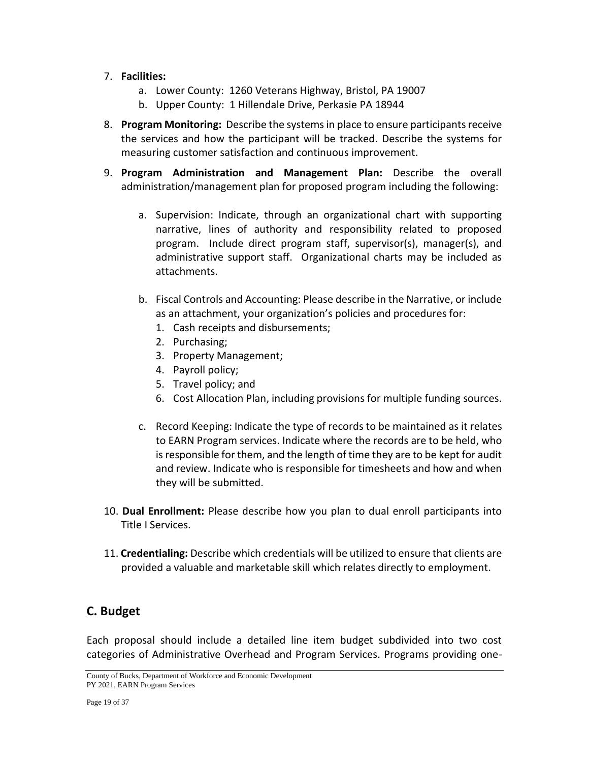7. **Facilities:**
    a. Lower County: 1260 Veterans Highway, Bristol, PA 19007
    b. Upper County: 1 Hillendale Drive, Perkasie PA 18944

8. **Program Monitoring:** Describe the systems in place to ensure participants receive the services and how the participant will be tracked. Describe the systems for measuring customer satisfaction and continuous improvement.

9. **Program Administration and Management Plan:** Describe the overall administration/management plan for proposed program including the following:

    a. Supervision: Indicate, through an organizational chart with supporting narrative, lines of authority and responsibility related to proposed program. Include direct program staff, supervisor(s), manager(s), and administrative support staff. Organizational charts may be included as attachments.

    b. Fiscal Controls and Accounting: Please describe in the Narrative, or include as an attachment, your organization's policies and procedures for:
        1. Cash receipts and disbursements;
        2. Purchasing;
        3. Property Management;
        4. Payroll policy;
        5. Travel policy; and
        6. Cost Allocation Plan, including provisions for multiple funding sources.

    c. Record Keeping: Indicate the type of records to be maintained as it relates to EARN Program services. Indicate where the records are to be held, who is responsible for them, and the length of time they are to be kept for audit and review. Indicate who is responsible for timesheets and how and when they will be submitted.

10. **Dual Enrollment:** Please describe how you plan to dual enroll participants into Title I Services.

11. **Credentialing:** Describe which credentials will be utilized to ensure that clients are provided a valuable and marketable skill which relates directly to employment.

## C. Budget

Each proposal should include a detailed line item budget subdivided into two cost categories of Administrative Overhead and Program Services. Programs providing one-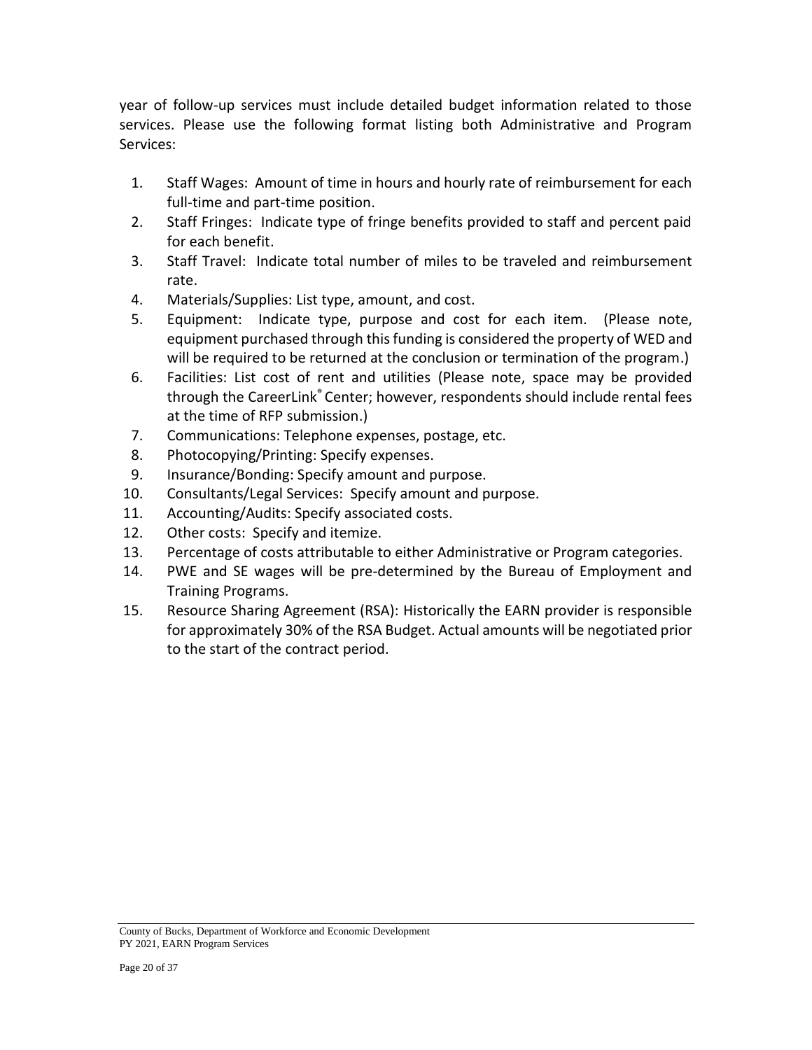year of follow-up services must include detailed budget information related to those services. Please use the following format listing both Administrative and Program Services:

1. Staff Wages: Amount of time in hours and hourly rate of reimbursement for each full-time and part-time position.
2. Staff Fringes: Indicate type of fringe benefits provided to staff and percent paid for each benefit.
3. Staff Travel: Indicate total number of miles to be traveled and reimbursement rate.
4. Materials/Supplies: List type, amount, and cost.
5. Equipment: Indicate type, purpose and cost for each item. (Please note, equipment purchased through this funding is considered the property of WED and will be required to be returned at the conclusion or termination of the program.)
6. Facilities: List cost of rent and utilities (Please note, space may be provided through the CareerLink® Center; however, respondents should include rental fees at the time of RFP submission.)
7. Communications: Telephone expenses, postage, etc.
8. Photocopying/Printing: Specify expenses.
9. Insurance/Bonding: Specify amount and purpose.
10. Consultants/Legal Services: Specify amount and purpose.
11. Accounting/Audits: Specify associated costs.
12. Other costs: Specify and itemize.
13. Percentage of costs attributable to either Administrative or Program categories.
14. PWE and SE wages will be pre-determined by the Bureau of Employment and Training Programs.
15. Resource Sharing Agreement (RSA): Historically the EARN provider is responsible for approximately 30% of the RSA Budget. Actual amounts will be negotiated prior to the start of the contract period.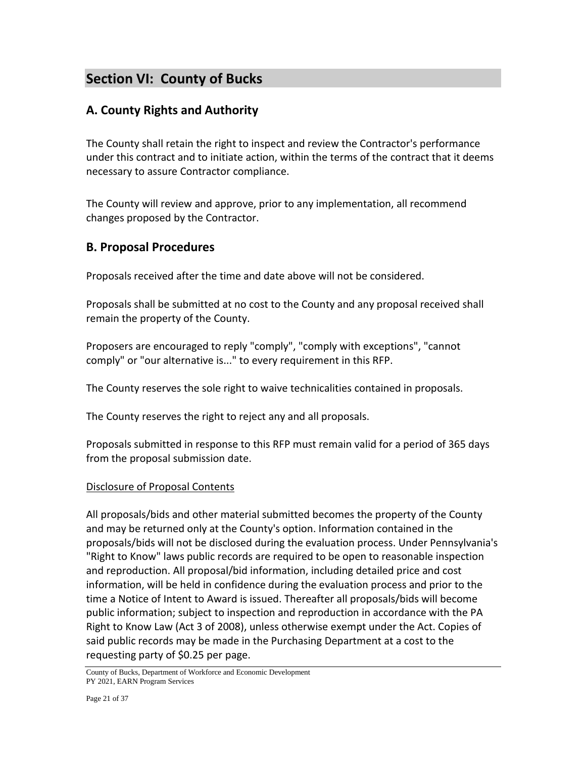# Section VI: County of Bucks

## A. County Rights and Authority

The County shall retain the right to inspect and review the Contractor's performance under this contract and to initiate action, within the terms of the contract that it deems necessary to assure Contractor compliance.

The County will review and approve, prior to any implementation, all recommend changes proposed by the Contractor.

## B. Proposal Procedures

Proposals received after the time and date above will not be considered.

Proposals shall be submitted at no cost to the County and any proposal received shall remain the property of the County.

Proposers are encouraged to reply "comply", "comply with exceptions", "cannot comply" or "our alternative is..." to every requirement in this RFP.

The County reserves the sole right to waive technicalities contained in proposals.

The County reserves the right to reject any and all proposals.

Proposals submitted in response to this RFP must remain valid for a period of 365 days from the proposal submission date.

Disclosure of Proposal Contents

All proposals/bids and other material submitted becomes the property of the County and may be returned only at the County's option. Information contained in the proposals/bids will not be disclosed during the evaluation process. Under Pennsylvania's "Right to Know" laws public records are required to be open to reasonable inspection and reproduction. All proposal/bid information, including detailed price and cost information, will be held in confidence during the evaluation process and prior to the time a Notice of Intent to Award is issued. Thereafter all proposals/bids will become public information; subject to inspection and reproduction in accordance with the PA Right to Know Law (Act 3 of 2008), unless otherwise exempt under the Act. Copies of said public records may be made in the Purchasing Department at a cost to the requesting party of $0.25 per page.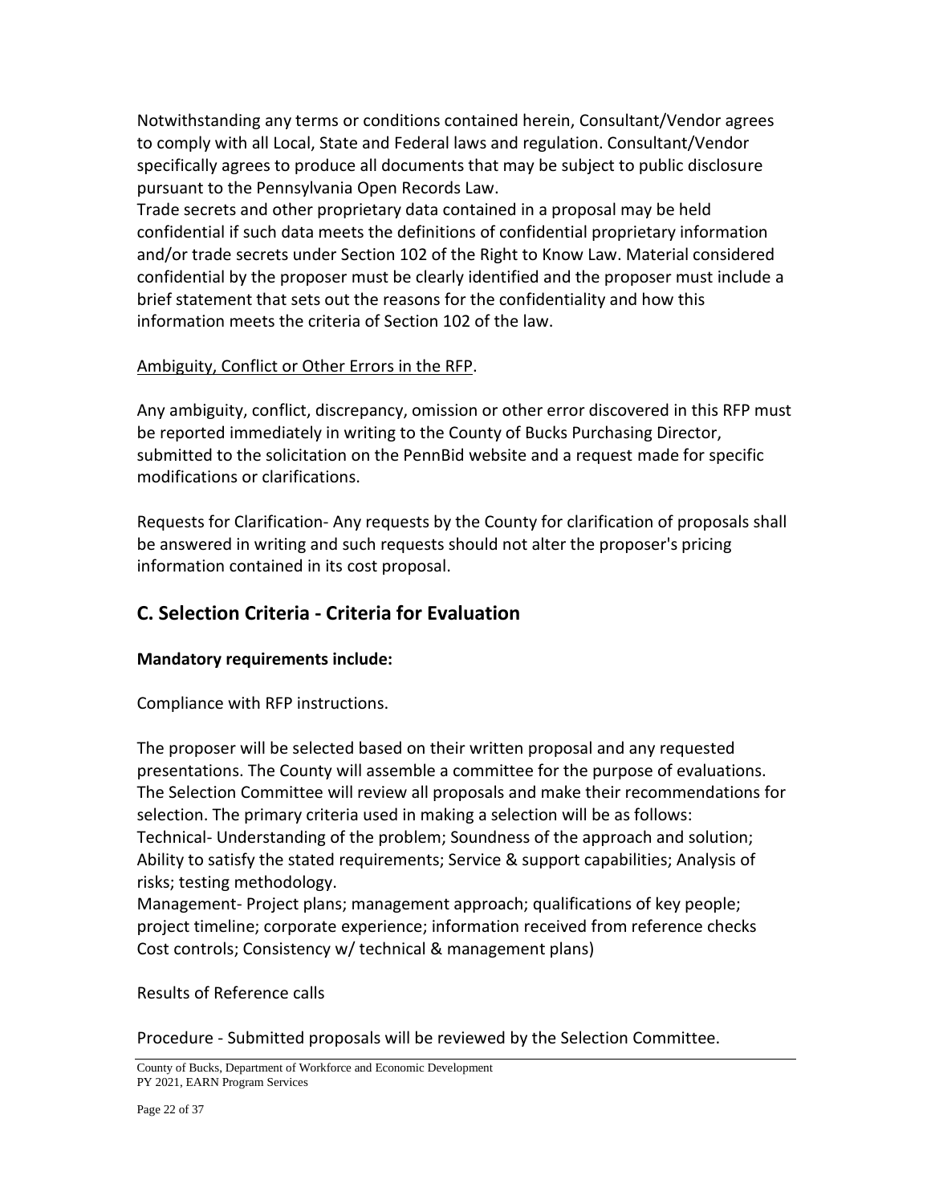Notwithstanding any terms or conditions contained herein, Consultant/Vendor agrees to comply with all Local, State and Federal laws and regulation. Consultant/Vendor specifically agrees to produce all documents that may be subject to public disclosure pursuant to the Pennsylvania Open Records Law.
Trade secrets and other proprietary data contained in a proposal may be held confidential if such data meets the definitions of confidential proprietary information and/or trade secrets under Section 102 of the Right to Know Law. Material considered confidential by the proposer must be clearly identified and the proposer must include a brief statement that sets out the reasons for the confidentiality and how this information meets the criteria of Section 102 of the law.

Ambiguity, Conflict or Other Errors in the RFP.

Any ambiguity, conflict, discrepancy, omission or other error discovered in this RFP must be reported immediately in writing to the County of Bucks Purchasing Director, submitted to the solicitation on the PennBid website and a request made for specific modifications or clarifications.

Requests for Clarification- Any requests by the County for clarification of proposals shall be answered in writing and such requests should not alter the proposer's pricing information contained in its cost proposal.

## C. Selection Criteria - Criteria for Evaluation

**Mandatory requirements include:**

Compliance with RFP instructions.

The proposer will be selected based on their written proposal and any requested presentations. The County will assemble a committee for the purpose of evaluations. The Selection Committee will review all proposals and make their recommendations for selection. The primary criteria used in making a selection will be as follows:
Technical- Understanding of the problem; Soundness of the approach and solution; Ability to satisfy the stated requirements; Service & support capabilities; Analysis of risks; testing methodology.
Management- Project plans; management approach; qualifications of key people; project timeline; corporate experience; information received from reference checks Cost controls; Consistency w/ technical & management plans)

Results of Reference calls

Procedure - Submitted proposals will be reviewed by the Selection Committee.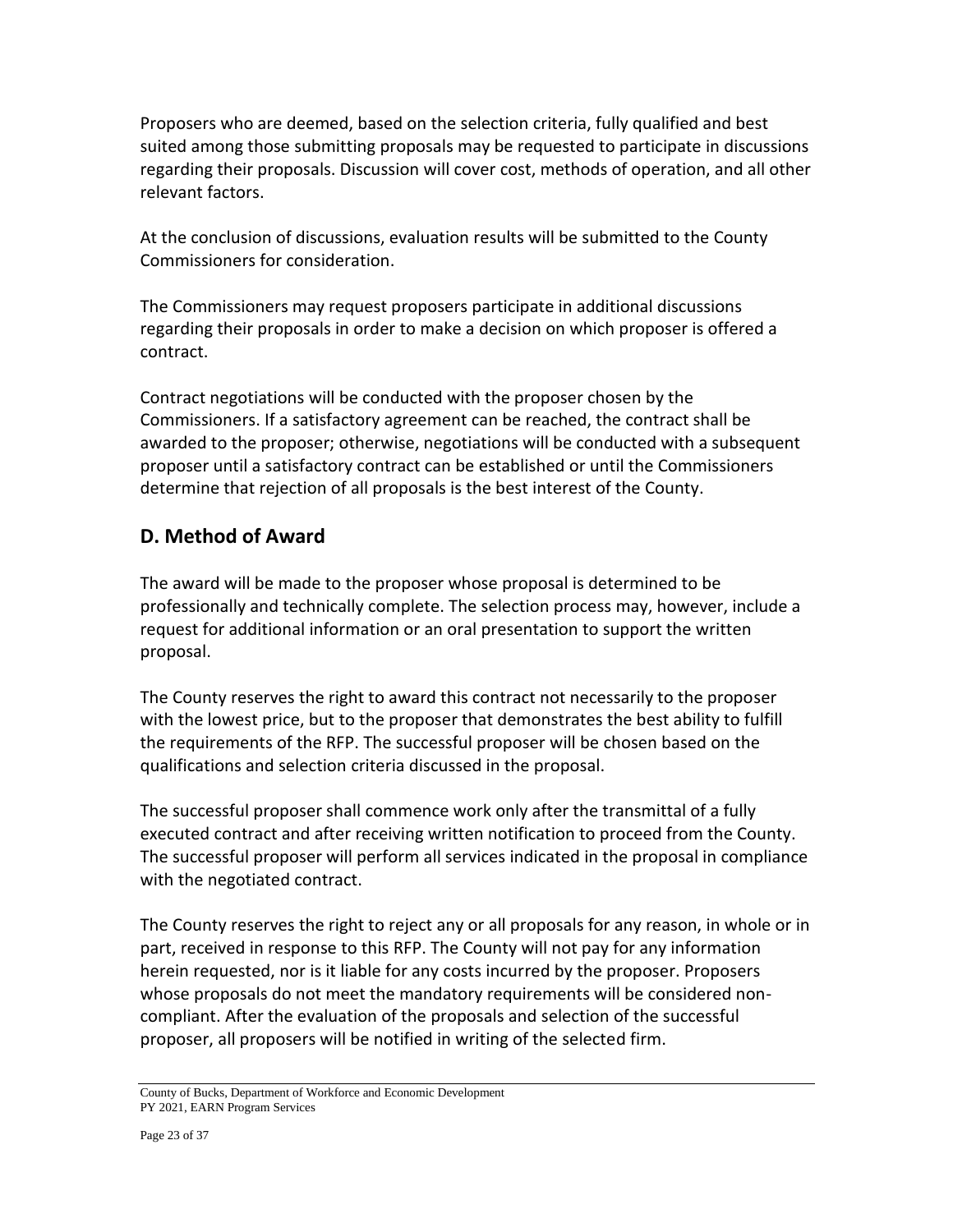Proposers who are deemed, based on the selection criteria, fully qualified and best suited among those submitting proposals may be requested to participate in discussions regarding their proposals. Discussion will cover cost, methods of operation, and all other relevant factors.

At the conclusion of discussions, evaluation results will be submitted to the County Commissioners for consideration.

The Commissioners may request proposers participate in additional discussions regarding their proposals in order to make a decision on which proposer is offered a contract.

Contract negotiations will be conducted with the proposer chosen by the Commissioners. If a satisfactory agreement can be reached, the contract shall be awarded to the proposer; otherwise, negotiations will be conducted with a subsequent proposer until a satisfactory contract can be established or until the Commissioners determine that rejection of all proposals is the best interest of the County.

## D. Method of Award

The award will be made to the proposer whose proposal is determined to be professionally and technically complete. The selection process may, however, include a request for additional information or an oral presentation to support the written proposal.

The County reserves the right to award this contract not necessarily to the proposer with the lowest price, but to the proposer that demonstrates the best ability to fulfill the requirements of the RFP. The successful proposer will be chosen based on the qualifications and selection criteria discussed in the proposal.

The successful proposer shall commence work only after the transmittal of a fully executed contract and after receiving written notification to proceed from the County. The successful proposer will perform all services indicated in the proposal in compliance with the negotiated contract.

The County reserves the right to reject any or all proposals for any reason, in whole or in part, received in response to this RFP. The County will not pay for any information herein requested, nor is it liable for any costs incurred by the proposer. Proposers whose proposals do not meet the mandatory requirements will be considered non-compliant. After the evaluation of the proposals and selection of the successful proposer, all proposers will be notified in writing of the selected firm.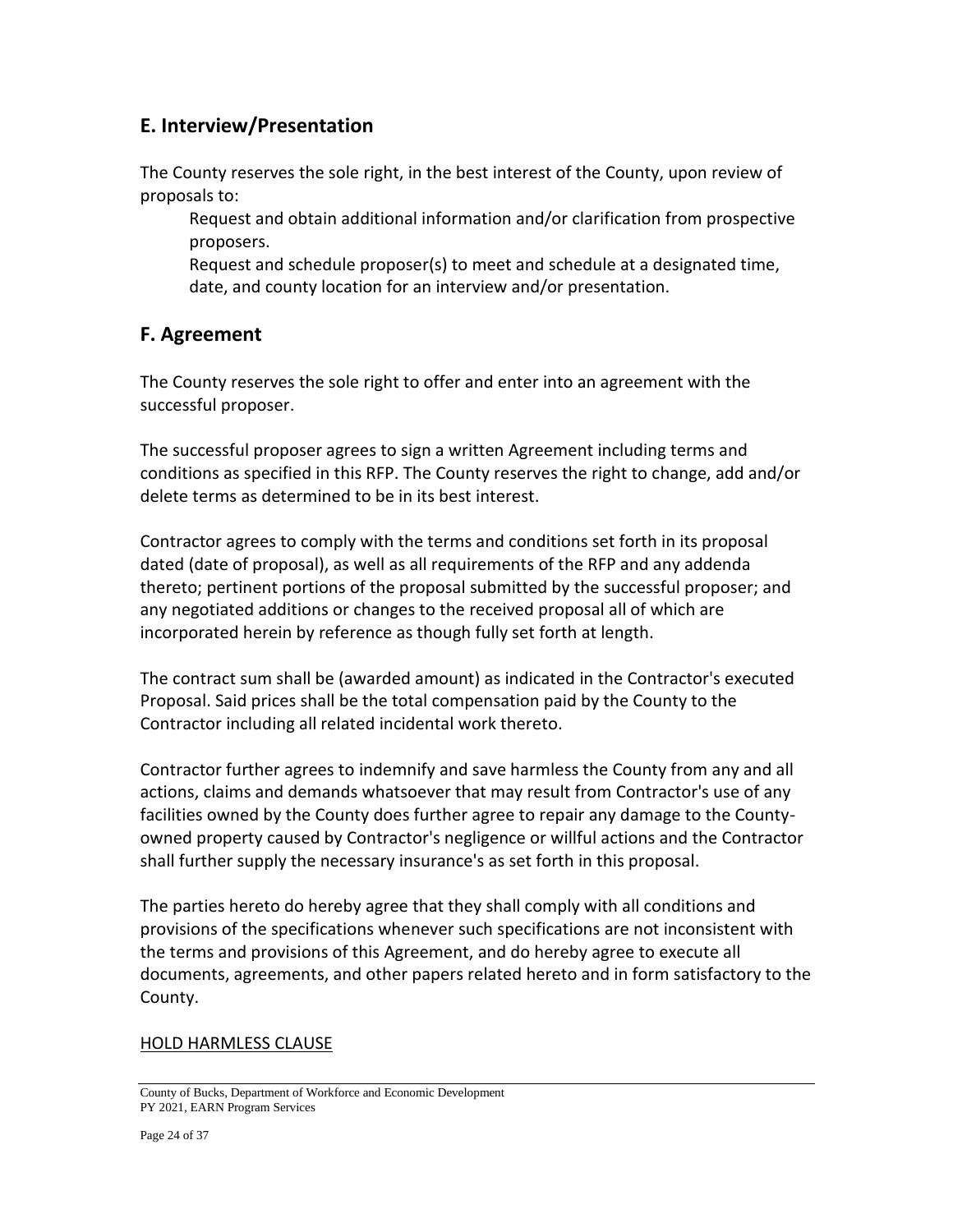## E. Interview/Presentation

The County reserves the sole right, in the best interest of the County, upon review of proposals to:

Request and obtain additional information and/or clarification from prospective proposers.

Request and schedule proposer(s) to meet and schedule at a designated time, date, and county location for an interview and/or presentation.

## F. Agreement

The County reserves the sole right to offer and enter into an agreement with the successful proposer.

The successful proposer agrees to sign a written Agreement including terms and conditions as specified in this RFP. The County reserves the right to change, add and/or delete terms as determined to be in its best interest.

Contractor agrees to comply with the terms and conditions set forth in its proposal dated (date of proposal), as well as all requirements of the RFP and any addenda thereto; pertinent portions of the proposal submitted by the successful proposer; and any negotiated additions or changes to the received proposal all of which are incorporated herein by reference as though fully set forth at length.

The contract sum shall be (awarded amount) as indicated in the Contractor's executed Proposal. Said prices shall be the total compensation paid by the County to the Contractor including all related incidental work thereto.

Contractor further agrees to indemnify and save harmless the County from any and all actions, claims and demands whatsoever that may result from Contractor's use of any facilities owned by the County does further agree to repair any damage to the County-owned property caused by Contractor's negligence or willful actions and the Contractor shall further supply the necessary insurance's as set forth in this proposal.

The parties hereto do hereby agree that they shall comply with all conditions and provisions of the specifications whenever such specifications are not inconsistent with the terms and provisions of this Agreement, and do hereby agree to execute all documents, agreements, and other papers related hereto and in form satisfactory to the County.

HOLD HARMLESS CLAUSE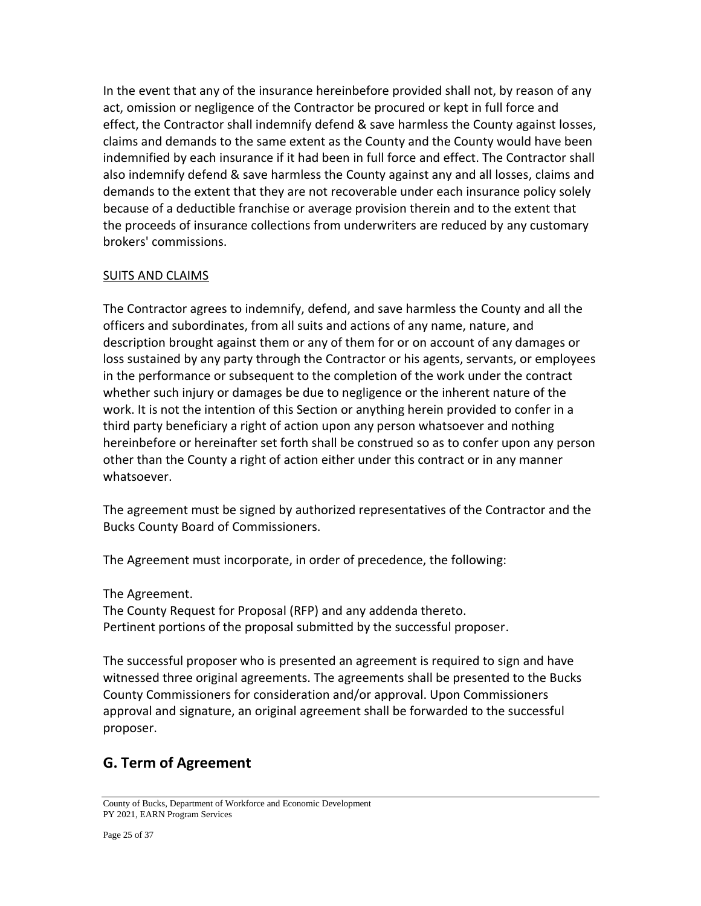In the event that any of the insurance hereinbefore provided shall not, by reason of any act, omission or negligence of the Contractor be procured or kept in full force and effect, the Contractor shall indemnify defend & save harmless the County against losses, claims and demands to the same extent as the County and the County would have been indemnified by each insurance if it had been in full force and effect. The Contractor shall also indemnify defend & save harmless the County against any and all losses, claims and demands to the extent that they are not recoverable under each insurance policy solely because of a deductible franchise or average provision therein and to the extent that the proceeds of insurance collections from underwriters are reduced by any customary brokers' commissions.

<u>SUITS AND CLAIMS</u>

The Contractor agrees to indemnify, defend, and save harmless the County and all the officers and subordinates, from all suits and actions of any name, nature, and description brought against them or any of them for or on account of any damages or loss sustained by any party through the Contractor or his agents, servants, or employees in the performance or subsequent to the completion of the work under the contract whether such injury or damages be due to negligence or the inherent nature of the work. It is not the intention of this Section or anything herein provided to confer in a third party beneficiary a right of action upon any person whatsoever and nothing hereinbefore or hereinafter set forth shall be construed so as to confer upon any person other than the County a right of action either under this contract or in any manner whatsoever.

The agreement must be signed by authorized representatives of the Contractor and the Bucks County Board of Commissioners.

The Agreement must incorporate, in order of precedence, the following:

The Agreement.
The County Request for Proposal (RFP) and any addenda thereto.
Pertinent portions of the proposal submitted by the successful proposer.

The successful proposer who is presented an agreement is required to sign and have witnessed three original agreements. The agreements shall be presented to the Bucks County Commissioners for consideration and/or approval. Upon Commissioners approval and signature, an original agreement shall be forwarded to the successful proposer.

## G. Term of Agreement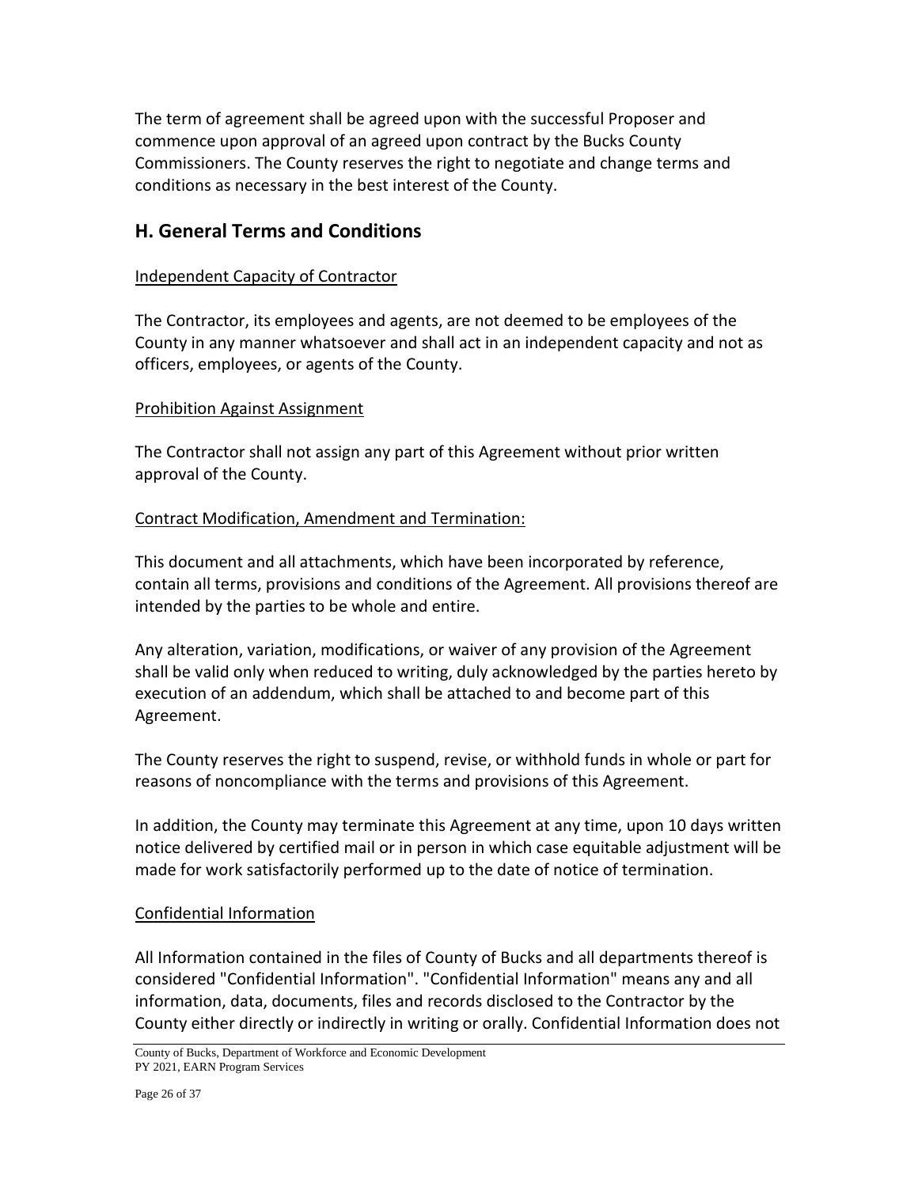The term of agreement shall be agreed upon with the successful Proposer and commence upon approval of an agreed upon contract by the Bucks County Commissioners. The County reserves the right to negotiate and change terms and conditions as necessary in the best interest of the County.

## H. General Terms and Conditions

Independent Capacity of Contractor

The Contractor, its employees and agents, are not deemed to be employees of the County in any manner whatsoever and shall act in an independent capacity and not as officers, employees, or agents of the County.

Prohibition Against Assignment

The Contractor shall not assign any part of this Agreement without prior written approval of the County.

Contract Modification, Amendment and Termination:

This document and all attachments, which have been incorporated by reference, contain all terms, provisions and conditions of the Agreement. All provisions thereof are intended by the parties to be whole and entire.

Any alteration, variation, modifications, or waiver of any provision of the Agreement shall be valid only when reduced to writing, duly acknowledged by the parties hereto by execution of an addendum, which shall be attached to and become part of this Agreement.

The County reserves the right to suspend, revise, or withhold funds in whole or part for reasons of noncompliance with the terms and provisions of this Agreement.

In addition, the County may terminate this Agreement at any time, upon 10 days written notice delivered by certified mail or in person in which case equitable adjustment will be made for work satisfactorily performed up to the date of notice of termination.

Confidential Information

All Information contained in the files of County of Bucks and all departments thereof is considered "Confidential Information". "Confidential Information" means any and all information, data, documents, files and records disclosed to the Contractor by the County either directly or indirectly in writing or orally. Confidential Information does not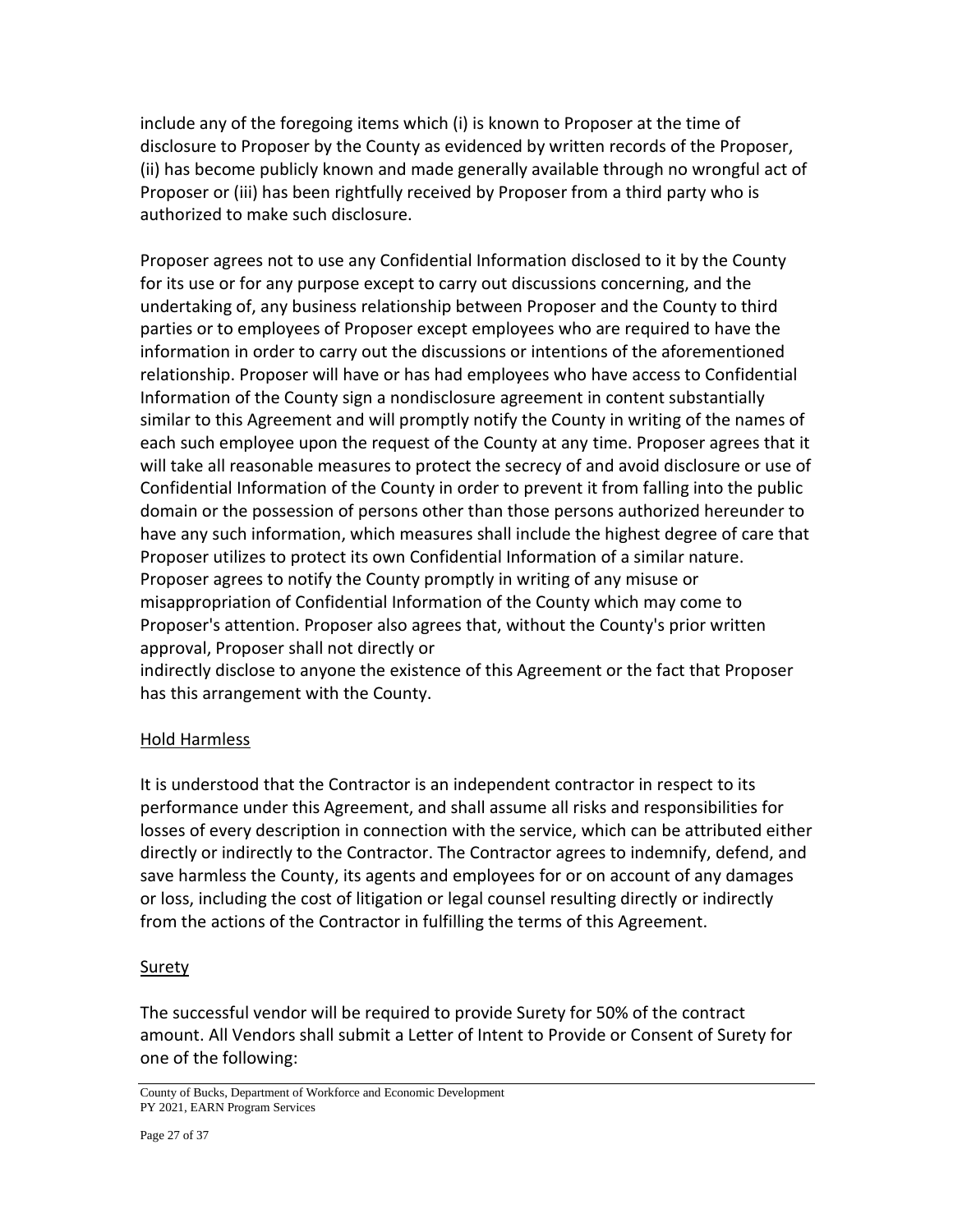include any of the foregoing items which (i) is known to Proposer at the time of disclosure to Proposer by the County as evidenced by written records of the Proposer, (ii) has become publicly known and made generally available through no wrongful act of Proposer or (iii) has been rightfully received by Proposer from a third party who is authorized to make such disclosure.

Proposer agrees not to use any Confidential Information disclosed to it by the County for its use or for any purpose except to carry out discussions concerning, and the undertaking of, any business relationship between Proposer and the County to third parties or to employees of Proposer except employees who are required to have the information in order to carry out the discussions or intentions of the aforementioned relationship. Proposer will have or has had employees who have access to Confidential Information of the County sign a nondisclosure agreement in content substantially similar to this Agreement and will promptly notify the County in writing of the names of each such employee upon the request of the County at any time. Proposer agrees that it will take all reasonable measures to protect the secrecy of and avoid disclosure or use of Confidential Information of the County in order to prevent it from falling into the public domain or the possession of persons other than those persons authorized hereunder to have any such information, which measures shall include the highest degree of care that Proposer utilizes to protect its own Confidential Information of a similar nature. Proposer agrees to notify the County promptly in writing of any misuse or misappropriation of Confidential Information of the County which may come to Proposer's attention. Proposer also agrees that, without the County's prior written approval, Proposer shall not directly or indirectly disclose to anyone the existence of this Agreement or the fact that Proposer has this arrangement with the County.

## Hold Harmless

It is understood that the Contractor is an independent contractor in respect to its performance under this Agreement, and shall assume all risks and responsibilities for losses of every description in connection with the service, which can be attributed either directly or indirectly to the Contractor. The Contractor agrees to indemnify, defend, and save harmless the County, its agents and employees for or on account of any damages or loss, including the cost of litigation or legal counsel resulting directly or indirectly from the actions of the Contractor in fulfilling the terms of this Agreement.

## Surety

The successful vendor will be required to provide Surety for 50% of the contract amount. All Vendors shall submit a Letter of Intent to Provide or Consent of Surety for one of the following: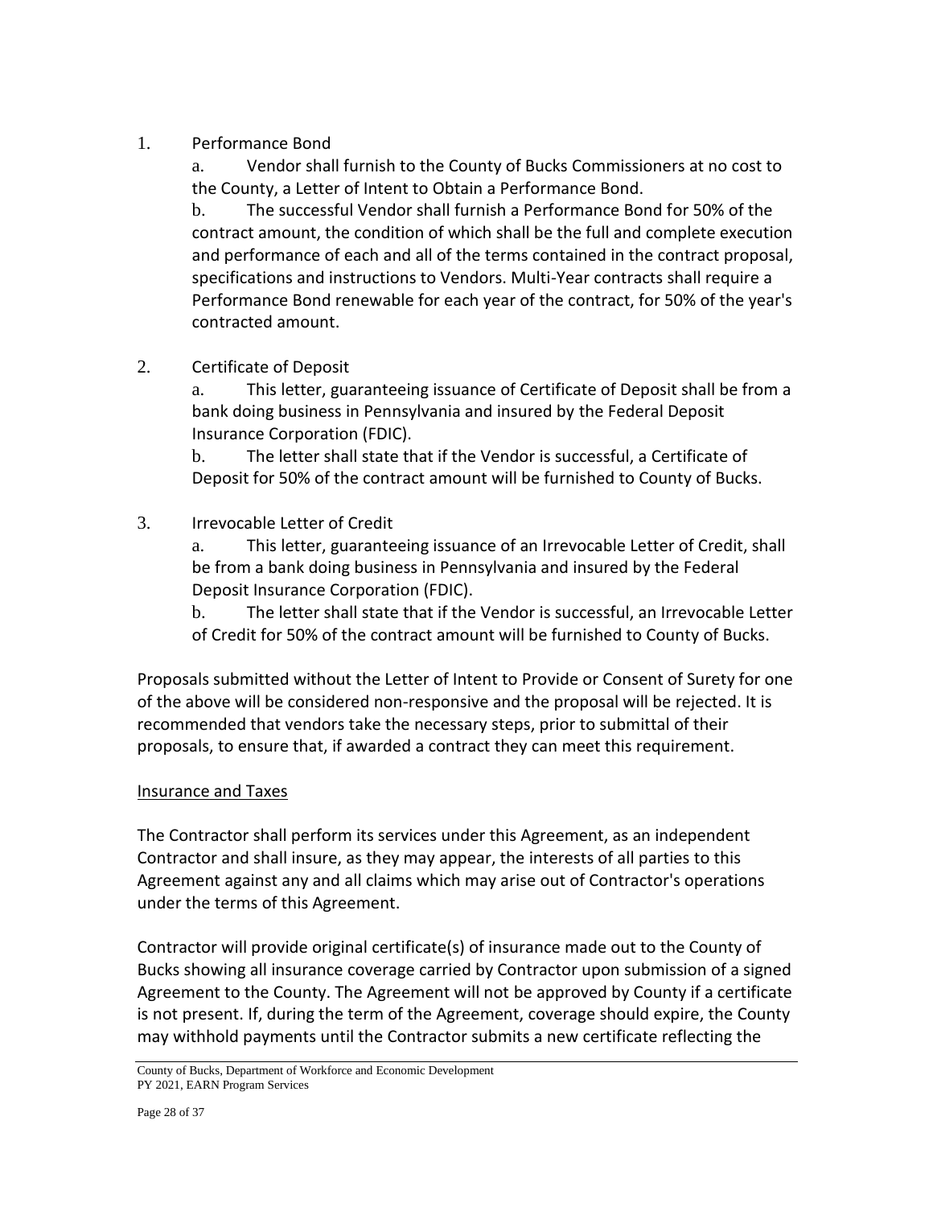1. Performance Bond

   a. Vendor shall furnish to the County of Bucks Commissioners at no cost to the County, a Letter of Intent to Obtain a Performance Bond.

   b. The successful Vendor shall furnish a Performance Bond for 50% of the contract amount, the condition of which shall be the full and complete execution and performance of each and all of the terms contained in the contract proposal, specifications and instructions to Vendors. Multi-Year contracts shall require a Performance Bond renewable for each year of the contract, for 50% of the year's contracted amount.

2. Certificate of Deposit

   a. This letter, guaranteeing issuance of Certificate of Deposit shall be from a bank doing business in Pennsylvania and insured by the Federal Deposit Insurance Corporation (FDIC).

   b. The letter shall state that if the Vendor is successful, a Certificate of Deposit for 50% of the contract amount will be furnished to County of Bucks.

3. Irrevocable Letter of Credit

   a. This letter, guaranteeing issuance of an Irrevocable Letter of Credit, shall be from a bank doing business in Pennsylvania and insured by the Federal Deposit Insurance Corporation (FDIC).

   b. The letter shall state that if the Vendor is successful, an Irrevocable Letter of Credit for 50% of the contract amount will be furnished to County of Bucks.

Proposals submitted without the Letter of Intent to Provide or Consent of Surety for one of the above will be considered non-responsive and the proposal will be rejected. It is recommended that vendors take the necessary steps, prior to submittal of their proposals, to ensure that, if awarded a contract they can meet this requirement.

<u>Insurance and Taxes</u>

The Contractor shall perform its services under this Agreement, as an independent Contractor and shall insure, as they may appear, the interests of all parties to this Agreement against any and all claims which may arise out of Contractor's operations under the terms of this Agreement.

Contractor will provide original certificate(s) of insurance made out to the County of Bucks showing all insurance coverage carried by Contractor upon submission of a signed Agreement to the County. The Agreement will not be approved by County if a certificate is not present. If, during the term of the Agreement, coverage should expire, the County may withhold payments until the Contractor submits a new certificate reflecting the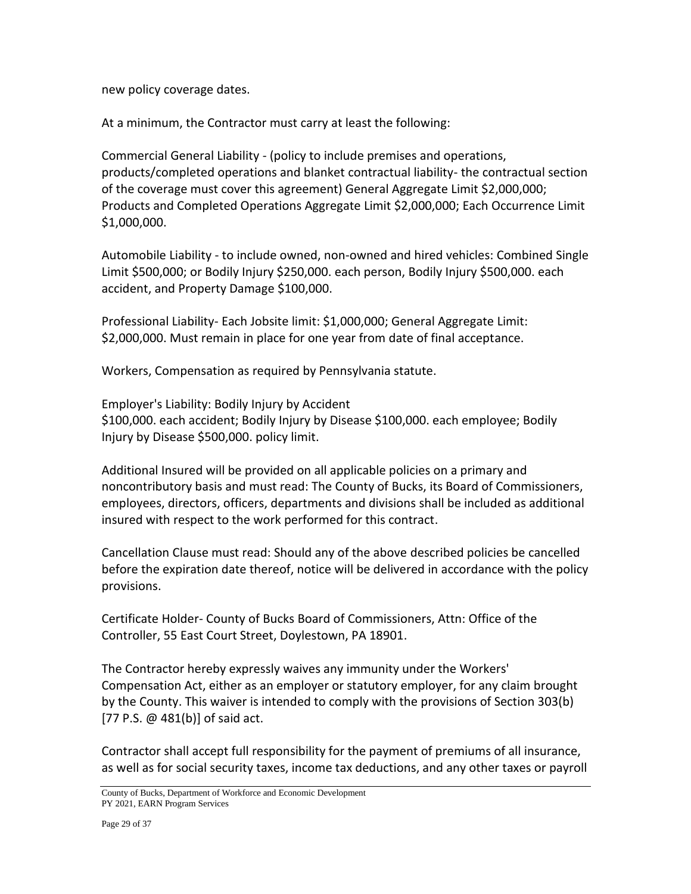new policy coverage dates.

At a minimum, the Contractor must carry at least the following:

Commercial General Liability - (policy to include premises and operations, products/completed operations and blanket contractual liability- the contractual section of the coverage must cover this agreement) General Aggregate Limit $2,000,000; Products and Completed Operations Aggregate Limit $2,000,000; Each Occurrence Limit $1,000,000.

Automobile Liability - to include owned, non-owned and hired vehicles: Combined Single Limit $500,000; or Bodily Injury $250,000. each person, Bodily Injury $500,000. each accident, and Property Damage $100,000.

Professional Liability- Each Jobsite limit: $1,000,000; General Aggregate Limit: $2,000,000. Must remain in place for one year from date of final acceptance.

Workers, Compensation as required by Pennsylvania statute.

Employer's Liability: Bodily Injury by Accident
$100,000. each accident; Bodily Injury by Disease $100,000. each employee; Bodily Injury by Disease $500,000. policy limit.

Additional Insured will be provided on all applicable policies on a primary and noncontributory basis and must read: The County of Bucks, its Board of Commissioners, employees, directors, officers, departments and divisions shall be included as additional insured with respect to the work performed for this contract.

Cancellation Clause must read: Should any of the above described policies be cancelled before the expiration date thereof, notice will be delivered in accordance with the policy provisions.

Certificate Holder- County of Bucks Board of Commissioners, Attn: Office of the Controller, 55 East Court Street, Doylestown, PA 18901.

The Contractor hereby expressly waives any immunity under the Workers' Compensation Act, either as an employer or statutory employer, for any claim brought by the County. This waiver is intended to comply with the provisions of Section 303(b) [77 P.S. @ 481(b)] of said act.

Contractor shall accept full responsibility for the payment of premiums of all insurance, as well as for social security taxes, income tax deductions, and any other taxes or payroll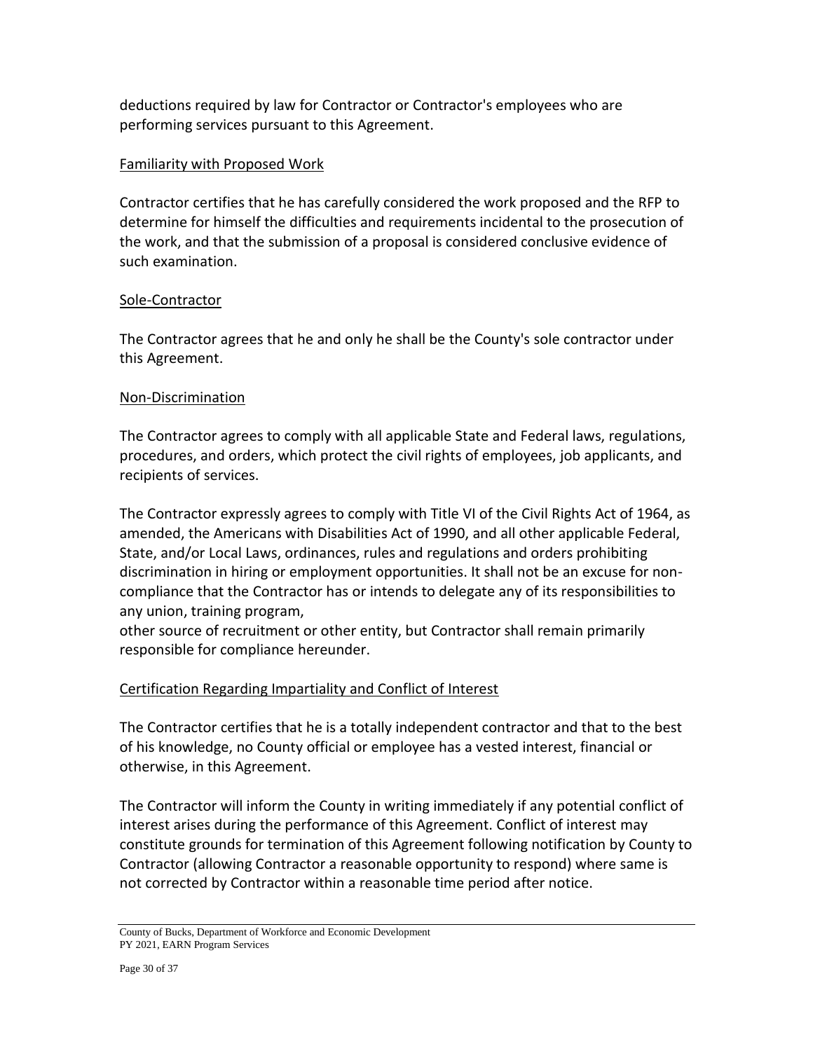deductions required by law for Contractor or Contractor's employees who are performing services pursuant to this Agreement.

<u>Familiarity with Proposed Work</u>

Contractor certifies that he has carefully considered the work proposed and the RFP to determine for himself the difficulties and requirements incidental to the prosecution of the work, and that the submission of a proposal is considered conclusive evidence of such examination.

<u>Sole-Contractor</u>

The Contractor agrees that he and only he shall be the County's sole contractor under this Agreement.

<u>Non-Discrimination</u>

The Contractor agrees to comply with all applicable State and Federal laws, regulations, procedures, and orders, which protect the civil rights of employees, job applicants, and recipients of services.

The Contractor expressly agrees to comply with Title VI of the Civil Rights Act of 1964, as amended, the Americans with Disabilities Act of 1990, and all other applicable Federal, State, and/or Local Laws, ordinances, rules and regulations and orders prohibiting discrimination in hiring or employment opportunities. It shall not be an excuse for non-compliance that the Contractor has or intends to delegate any of its responsibilities to any union, training program,
other source of recruitment or other entity, but Contractor shall remain primarily responsible for compliance hereunder.

<u>Certification Regarding Impartiality and Conflict of Interest</u>

The Contractor certifies that he is a totally independent contractor and that to the best of his knowledge, no County official or employee has a vested interest, financial or otherwise, in this Agreement.

The Contractor will inform the County in writing immediately if any potential conflict of interest arises during the performance of this Agreement. Conflict of interest may constitute grounds for termination of this Agreement following notification by County to Contractor (allowing Contractor a reasonable opportunity to respond) where same is not corrected by Contractor within a reasonable time period after notice.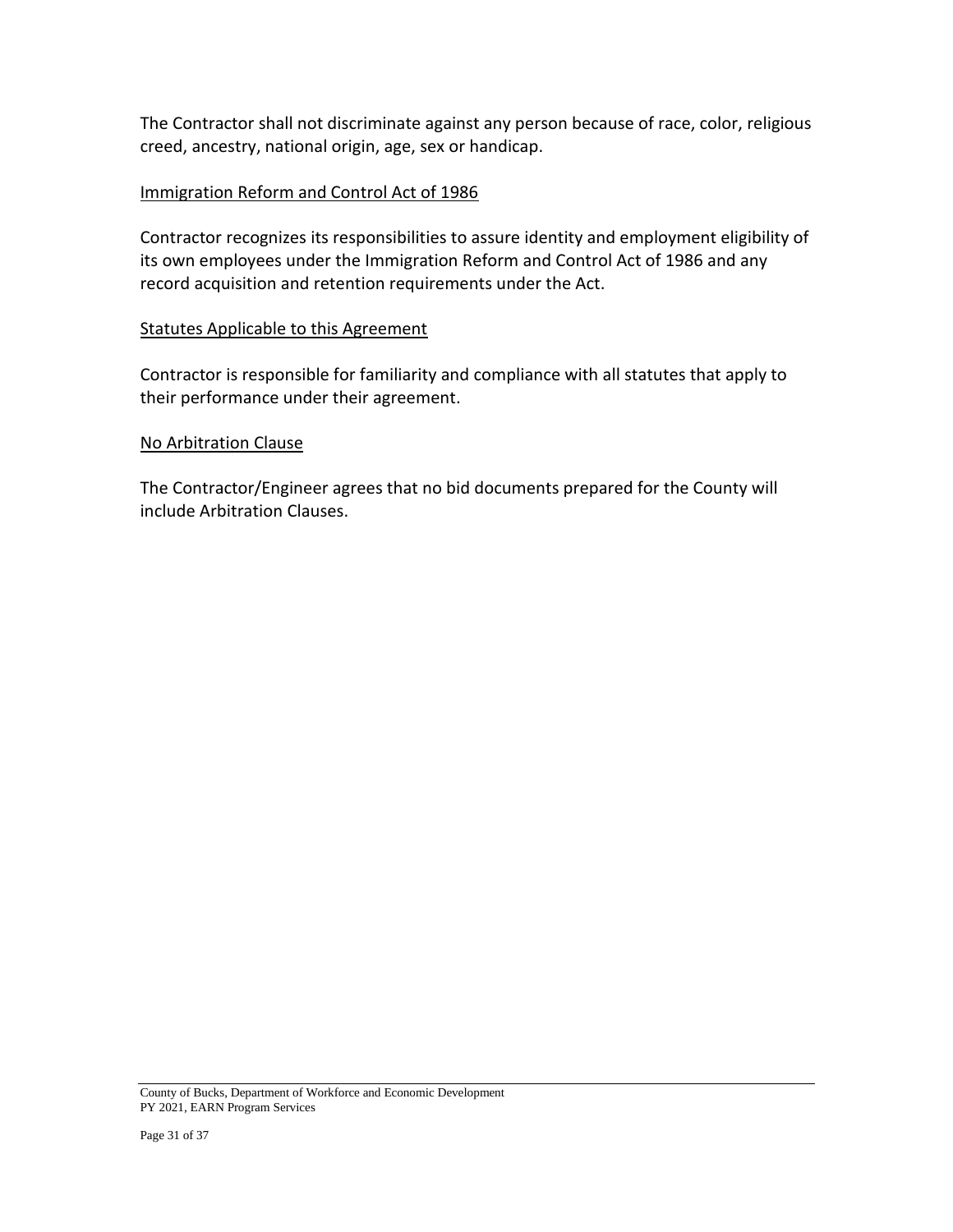The Contractor shall not discriminate against any person because of race, color, religious creed, ancestry, national origin, age, sex or handicap.

Immigration Reform and Control Act of 1986

Contractor recognizes its responsibilities to assure identity and employment eligibility of its own employees under the Immigration Reform and Control Act of 1986 and any record acquisition and retention requirements under the Act.

Statutes Applicable to this Agreement

Contractor is responsible for familiarity and compliance with all statutes that apply to their performance under their agreement.

No Arbitration Clause

The Contractor/Engineer agrees that no bid documents prepared for the County will include Arbitration Clauses.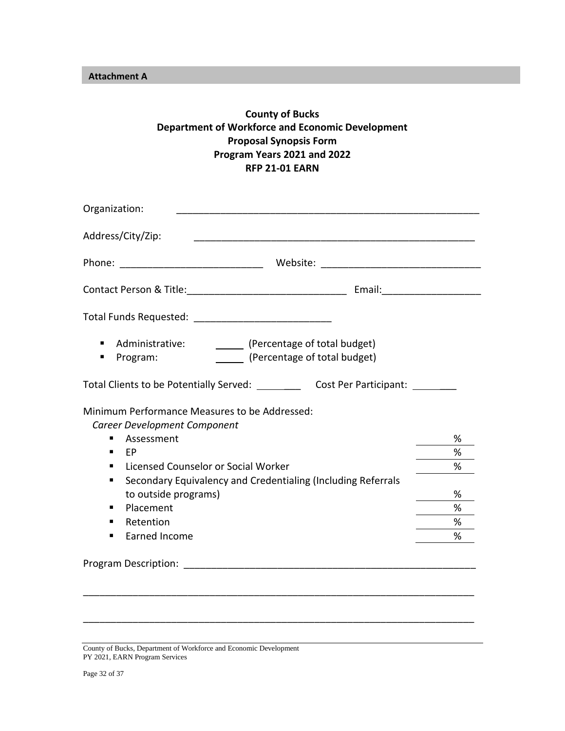**Attachment A**

**County of Bucks**
**Department of Workforce and Economic Development**
**Proposal Synopsis Form**
**Program Years 2021 and 2022**
**RFP 21-01 EARN**

Organization: ________________________________________________________

Address/City/Zip: ____________________________________________________

Phone: __________________________ Website: ____________________________

Contact Person & Title:____________________________ Email:_________________

Total Funds Requested: ________________________

- Administrative: _____ (Percentage of total budget)
- Program: _____ (Percentage of total budget)

Total Clients to be Potentially Served: ________ Cost Per Participant: ________

Minimum Performance Measures to be Addressed:

*Career Development Component*

- Assessment ______%
- EP ______%
- Licensed Counselor or Social Worker ______%
- Secondary Equivalency and Credentialing (Including Referrals to outside programs) ______%
- Placement ______%
- Retention ______%
- Earned Income ______%

Program Description: _____________________________________________________

__________________________________________________________________________

__________________________________________________________________________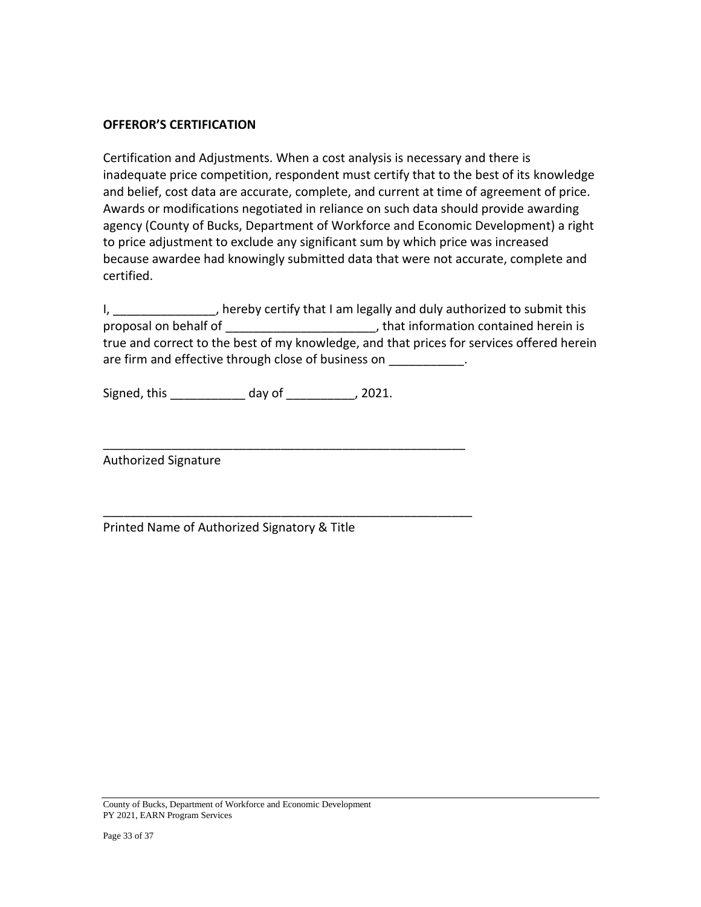**OFFEROR'S CERTIFICATION**

Certification and Adjustments. When a cost analysis is necessary and there is inadequate price competition, respondent must certify that to the best of its knowledge and belief, cost data are accurate, complete, and current at time of agreement of price. Awards or modifications negotiated in reliance on such data should provide awarding agency (County of Bucks, Department of Workforce and Economic Development) a right to price adjustment to exclude any significant sum by which price was increased because awardee had knowingly submitted data that were not accurate, complete and certified.

I, _______________, hereby certify that I am legally and duly authorized to submit this proposal on behalf of ______________________, that information contained herein is true and correct to the best of my knowledge, and that prices for services offered herein are firm and effective through close of business on ___________.

Signed, this ___________ day of __________, 2021.

_______________________________________________________

Authorized Signature

________________________________________________________

Printed Name of Authorized Signatory & Title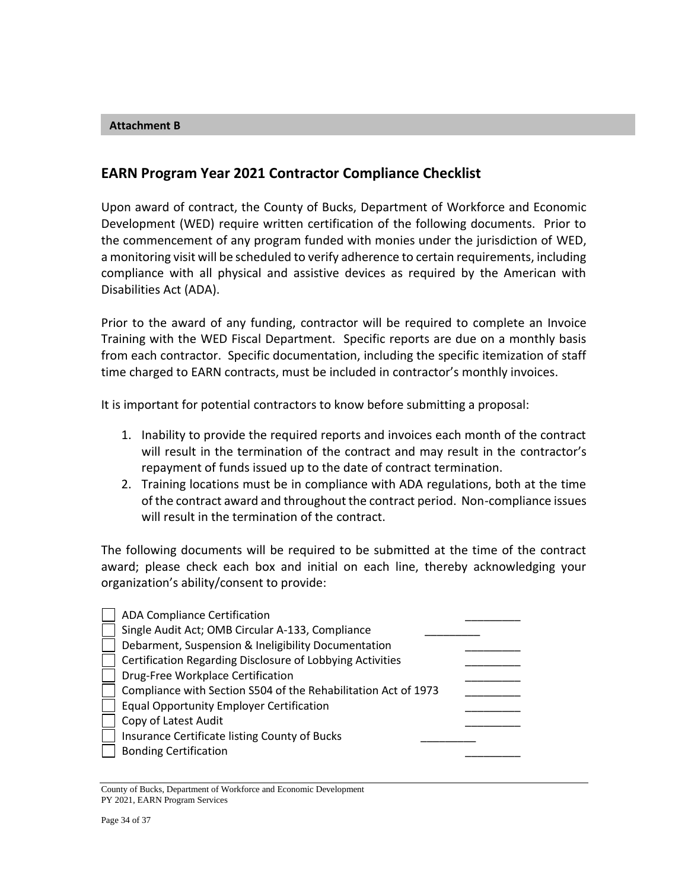**Attachment B**

## EARN Program Year 2021 Contractor Compliance Checklist

Upon award of contract, the County of Bucks, Department of Workforce and Economic Development (WED) require written certification of the following documents. Prior to the commencement of any program funded with monies under the jurisdiction of WED, a monitoring visit will be scheduled to verify adherence to certain requirements, including compliance with all physical and assistive devices as required by the American with Disabilities Act (ADA).

Prior to the award of any funding, contractor will be required to complete an Invoice Training with the WED Fiscal Department. Specific reports are due on a monthly basis from each contractor. Specific documentation, including the specific itemization of staff time charged to EARN contracts, must be included in contractor's monthly invoices.

It is important for potential contractors to know before submitting a proposal:

1. Inability to provide the required reports and invoices each month of the contract will result in the termination of the contract and may result in the contractor's repayment of funds issued up to the date of contract termination.
2. Training locations must be in compliance with ADA regulations, both at the time of the contract award and throughout the contract period. Non-compliance issues will result in the termination of the contract.

The following documents will be required to be submitted at the time of the contract award; please check each box and initial on each line, thereby acknowledging your organization's ability/consent to provide:

- ☐ ADA Compliance Certification _________
- ☐ Single Audit Act; OMB Circular A-133, Compliance _________
- ☐ Debarment, Suspension & Ineligibility Documentation _________
- ☐ Certification Regarding Disclosure of Lobbying Activities _________
- ☐ Drug-Free Workplace Certification _________
- ☐ Compliance with Section S504 of the Rehabilitation Act of 1973 _________
- ☐ Equal Opportunity Employer Certification _________
- ☐ Copy of Latest Audit _________
- ☐ Insurance Certificate listing County of Bucks _________
- ☐ Bonding Certification _________

County of Bucks, Department of Workforce and Economic Development
PY 2021, EARN Program Services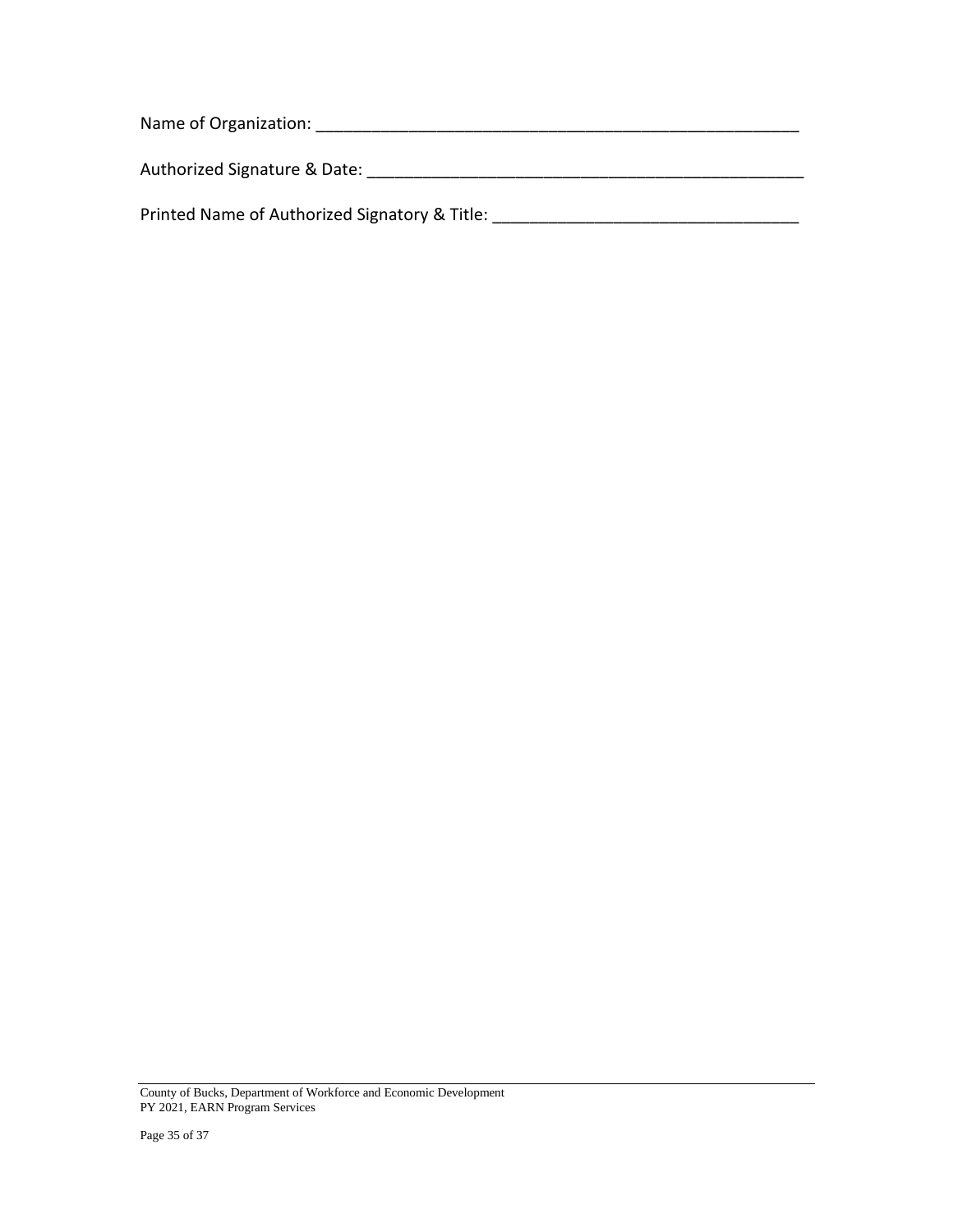Name of Organization: ______________________________________________________

Authorized Signature & Date: _________________________________________________

Printed Name of Authorized Signatory & Title: __________________________________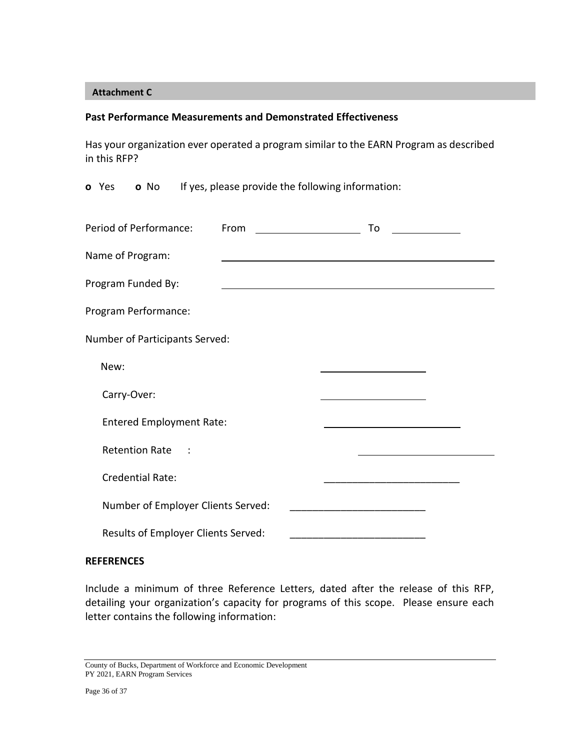**Attachment C**

**Past Performance Measurements and Demonstrated Effectiveness**

Has your organization ever operated a program similar to the EARN Program as described in this RFP?

o Yes   o No   If yes, please provide the following information:

Period of Performance: From ____________________ To ____________

Name of Program: ________________________________________________

Program Funded By: ________________________________________________

Program Performance:

Number of Participants Served:

New: ____________________

Carry-Over: ____________________

Entered Employment Rate: ________________________

Retention Rate : ________________________

Credential Rate: ________________________

Number of Employer Clients Served: ________________________

Results of Employer Clients Served: ________________________

**REFERENCES**

Include a minimum of three Reference Letters, dated after the release of this RFP, detailing your organization's capacity for programs of this scope. Please ensure each letter contains the following information: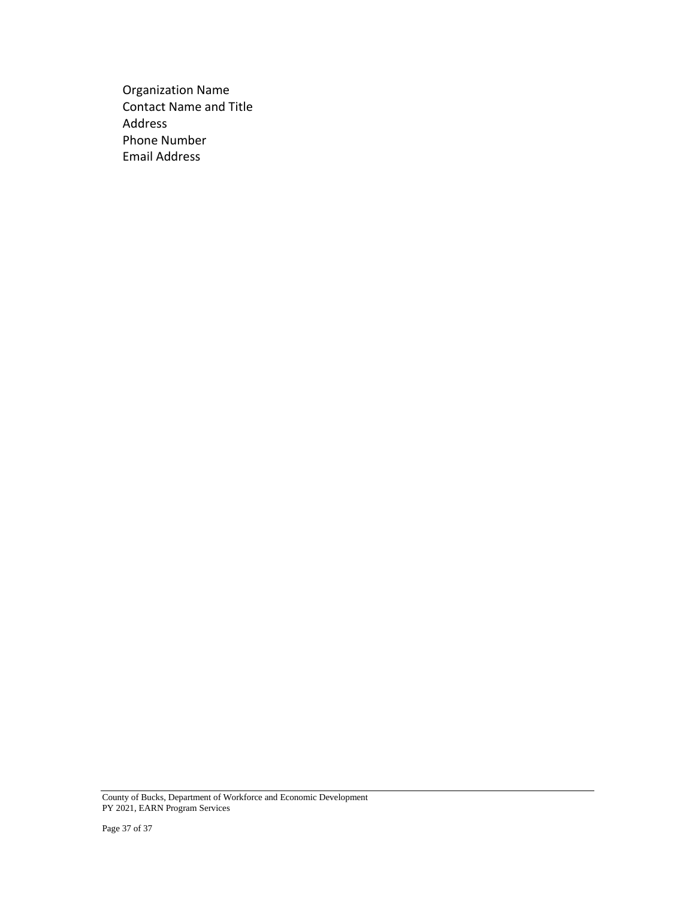Organization Name
Contact Name and Title
Address
Phone Number
Email Address